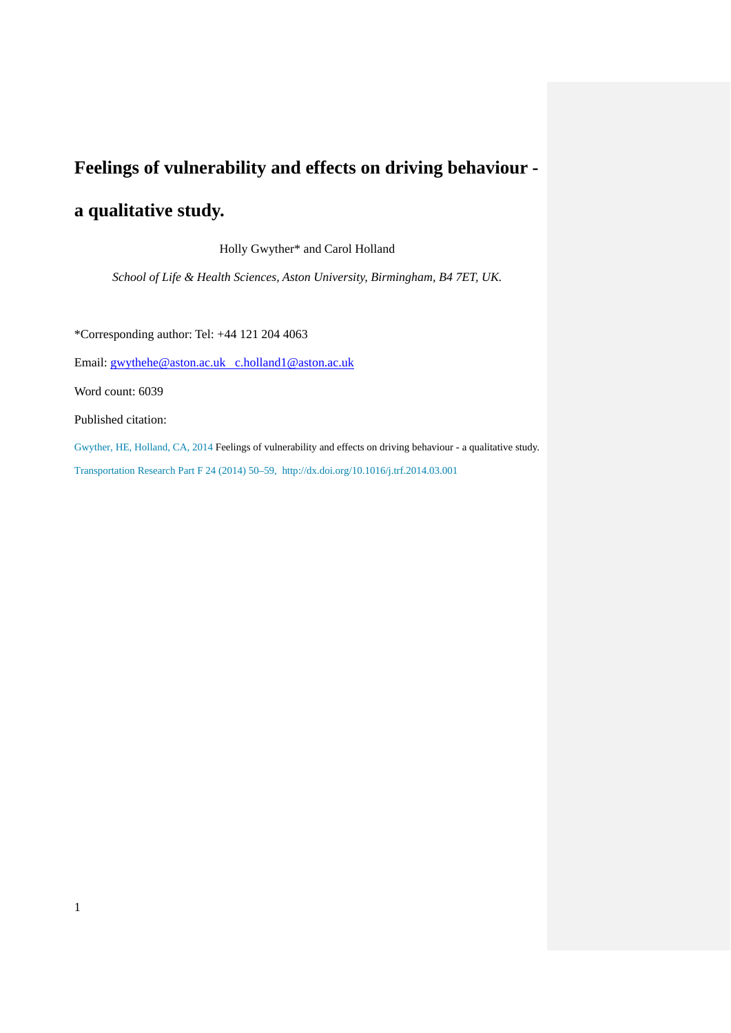# Feelings of vulnerability and effects on driving behaviour - a qualitative study.

Holly Gwyther* and Carol Holland

*School of Life & Health Sciences, Aston University, Birmingham, B4 7ET, UK.*

*Corresponding author: Tel: +44 121 204 4063

Email: gwythehe@aston.ac.uk c.holland1@aston.ac.uk

Word count: 6039

Published citation:

Gwyther, HE, Holland, CA, 2014 Feelings of vulnerability and effects on driving behaviour - a qualitative study. Transportation Research Part F 24 (2014) 50–59, http://dx.doi.org/10.1016/j.trf.2014.03.001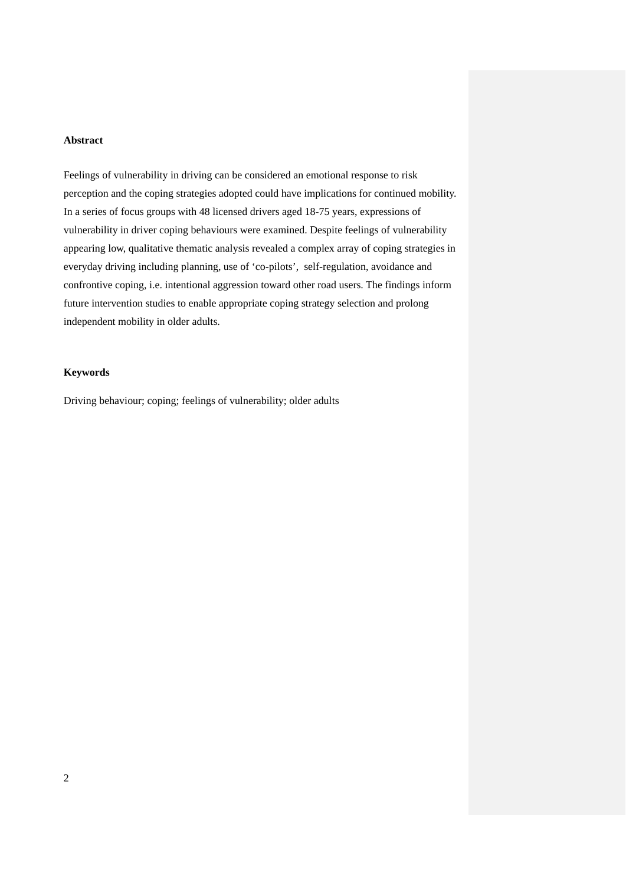## Abstract

Feelings of vulnerability in driving can be considered an emotional response to risk perception and the coping strategies adopted could have implications for continued mobility. In a series of focus groups with 48 licensed drivers aged 18-75 years, expressions of vulnerability in driver coping behaviours were examined. Despite feelings of vulnerability appearing low, qualitative thematic analysis revealed a complex array of coping strategies in everyday driving including planning, use of 'co-pilots', self-regulation, avoidance and confrontive coping, i.e. intentional aggression toward other road users. The findings inform future intervention studies to enable appropriate coping strategy selection and prolong independent mobility in older adults.

## Keywords

Driving behaviour; coping; feelings of vulnerability; older adults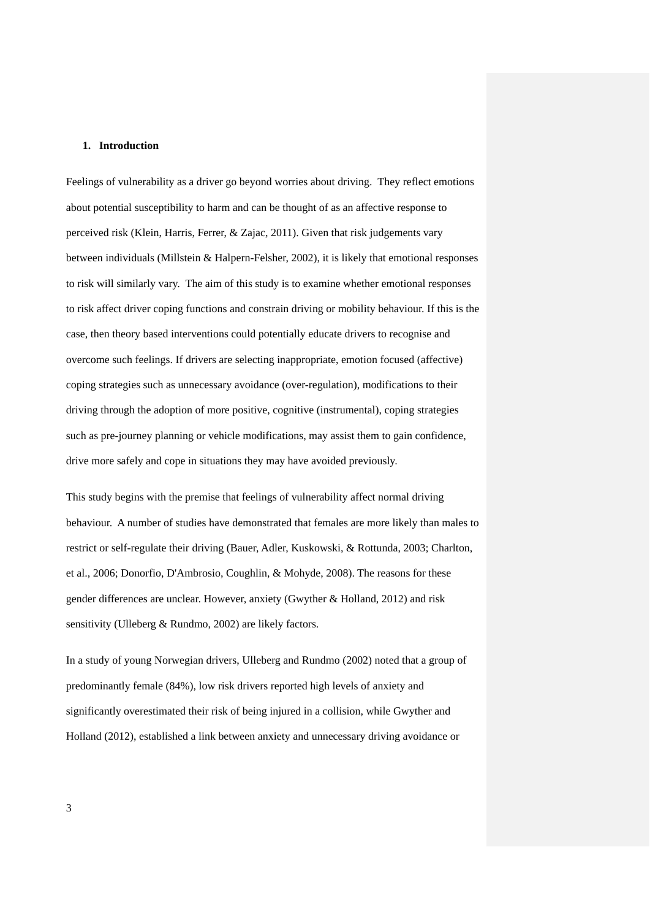## 1. Introduction

Feelings of vulnerability as a driver go beyond worries about driving. They reflect emotions about potential susceptibility to harm and can be thought of as an affective response to perceived risk (Klein, Harris, Ferrer, & Zajac, 2011). Given that risk judgements vary between individuals (Millstein & Halpern-Felsher, 2002), it is likely that emotional responses to risk will similarly vary. The aim of this study is to examine whether emotional responses to risk affect driver coping functions and constrain driving or mobility behaviour. If this is the case, then theory based interventions could potentially educate drivers to recognise and overcome such feelings. If drivers are selecting inappropriate, emotion focused (affective) coping strategies such as unnecessary avoidance (over-regulation), modifications to their driving through the adoption of more positive, cognitive (instrumental), coping strategies such as pre-journey planning or vehicle modifications, may assist them to gain confidence, drive more safely and cope in situations they may have avoided previously.

This study begins with the premise that feelings of vulnerability affect normal driving behaviour. A number of studies have demonstrated that females are more likely than males to restrict or self-regulate their driving (Bauer, Adler, Kuskowski, & Rottunda, 2003; Charlton, et al., 2006; Donorfio, D'Ambrosio, Coughlin, & Mohyde, 2008). The reasons for these gender differences are unclear. However, anxiety (Gwyther & Holland, 2012) and risk sensitivity (Ulleberg & Rundmo, 2002) are likely factors.

In a study of young Norwegian drivers, Ulleberg and Rundmo (2002) noted that a group of predominantly female (84%), low risk drivers reported high levels of anxiety and significantly overestimated their risk of being injured in a collision, while Gwyther and Holland (2012), established a link between anxiety and unnecessary driving avoidance or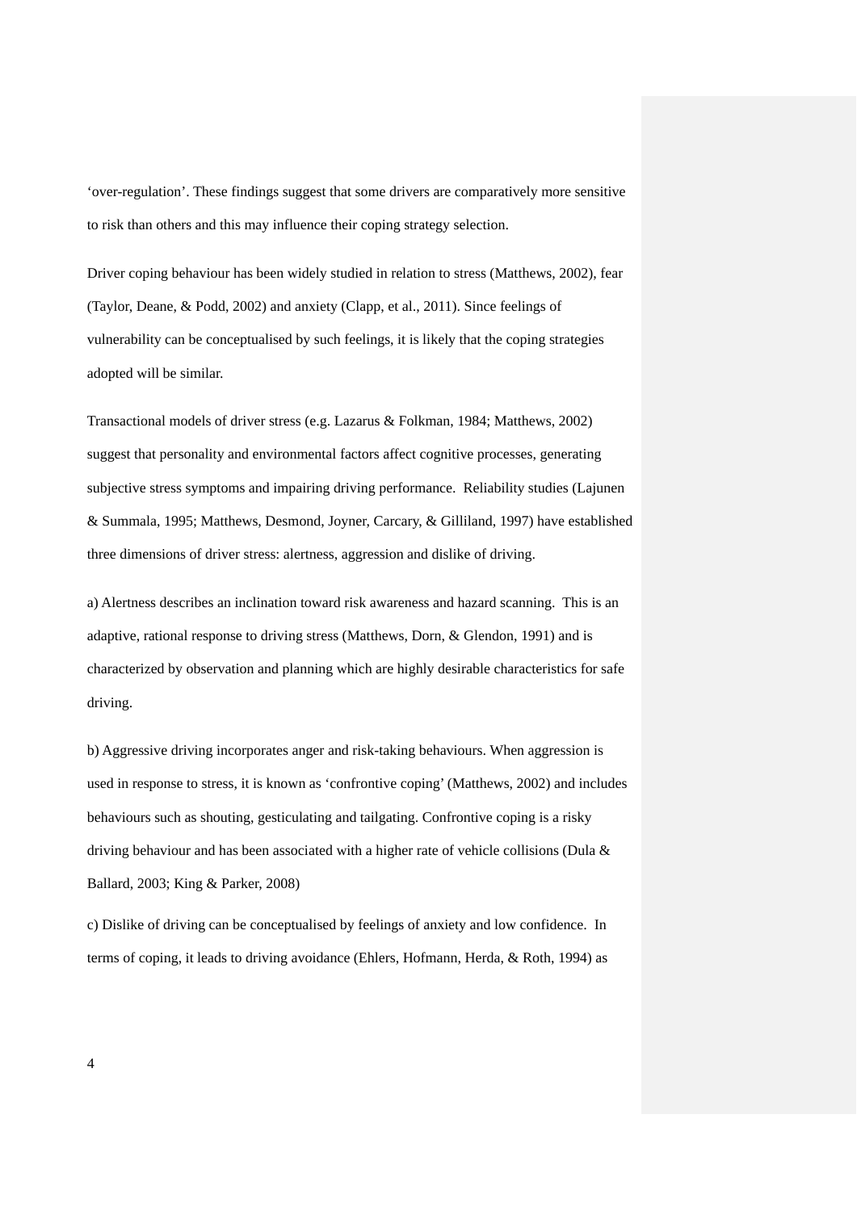‘over-regulation’. These findings suggest that some drivers are comparatively more sensitive to risk than others and this may influence their coping strategy selection.

Driver coping behaviour has been widely studied in relation to stress (Matthews, 2002), fear (Taylor, Deane, & Podd, 2002) and anxiety (Clapp, et al., 2011). Since feelings of vulnerability can be conceptualised by such feelings, it is likely that the coping strategies adopted will be similar.

Transactional models of driver stress (e.g. Lazarus & Folkman, 1984; Matthews, 2002) suggest that personality and environmental factors affect cognitive processes, generating subjective stress symptoms and impairing driving performance. Reliability studies (Lajunen & Summala, 1995; Matthews, Desmond, Joyner, Carcary, & Gilliland, 1997) have established three dimensions of driver stress: alertness, aggression and dislike of driving.

a) Alertness describes an inclination toward risk awareness and hazard scanning. This is an adaptive, rational response to driving stress (Matthews, Dorn, & Glendon, 1991) and is characterized by observation and planning which are highly desirable characteristics for safe driving.

b) Aggressive driving incorporates anger and risk-taking behaviours. When aggression is used in response to stress, it is known as ‘confrontive coping’ (Matthews, 2002) and includes behaviours such as shouting, gesticulating and tailgating. Confrontive coping is a risky driving behaviour and has been associated with a higher rate of vehicle collisions (Dula & Ballard, 2003; King & Parker, 2008)

c) Dislike of driving can be conceptualised by feelings of anxiety and low confidence. In terms of coping, it leads to driving avoidance (Ehlers, Hofmann, Herda, & Roth, 1994) as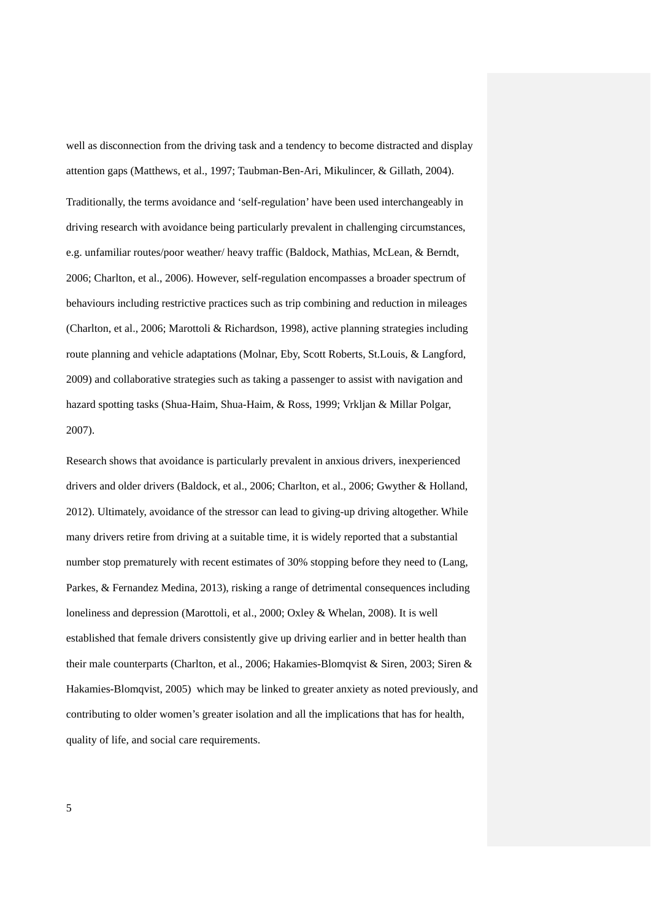well as disconnection from the driving task and a tendency to become distracted and display attention gaps (Matthews, et al., 1997; Taubman-Ben-Ari, Mikulincer, & Gillath, 2004).

Traditionally, the terms avoidance and 'self-regulation' have been used interchangeably in driving research with avoidance being particularly prevalent in challenging circumstances, e.g. unfamiliar routes/poor weather/ heavy traffic (Baldock, Mathias, McLean, & Berndt, 2006; Charlton, et al., 2006). However, self-regulation encompasses a broader spectrum of behaviours including restrictive practices such as trip combining and reduction in mileages (Charlton, et al., 2006; Marottoli & Richardson, 1998), active planning strategies including route planning and vehicle adaptations (Molnar, Eby, Scott Roberts, St.Louis, & Langford, 2009) and collaborative strategies such as taking a passenger to assist with navigation and hazard spotting tasks (Shua-Haim, Shua-Haim, & Ross, 1999; Vrkljan & Millar Polgar, 2007).

Research shows that avoidance is particularly prevalent in anxious drivers, inexperienced drivers and older drivers (Baldock, et al., 2006; Charlton, et al., 2006; Gwyther & Holland, 2012). Ultimately, avoidance of the stressor can lead to giving-up driving altogether. While many drivers retire from driving at a suitable time, it is widely reported that a substantial number stop prematurely with recent estimates of 30% stopping before they need to (Lang, Parkes, & Fernandez Medina, 2013), risking a range of detrimental consequences including loneliness and depression (Marottoli, et al., 2000; Oxley & Whelan, 2008). It is well established that female drivers consistently give up driving earlier and in better health than their male counterparts (Charlton, et al., 2006; Hakamies-Blomqvist & Siren, 2003; Siren & Hakamies-Blomqvist, 2005) which may be linked to greater anxiety as noted previously, and contributing to older women's greater isolation and all the implications that has for health, quality of life, and social care requirements.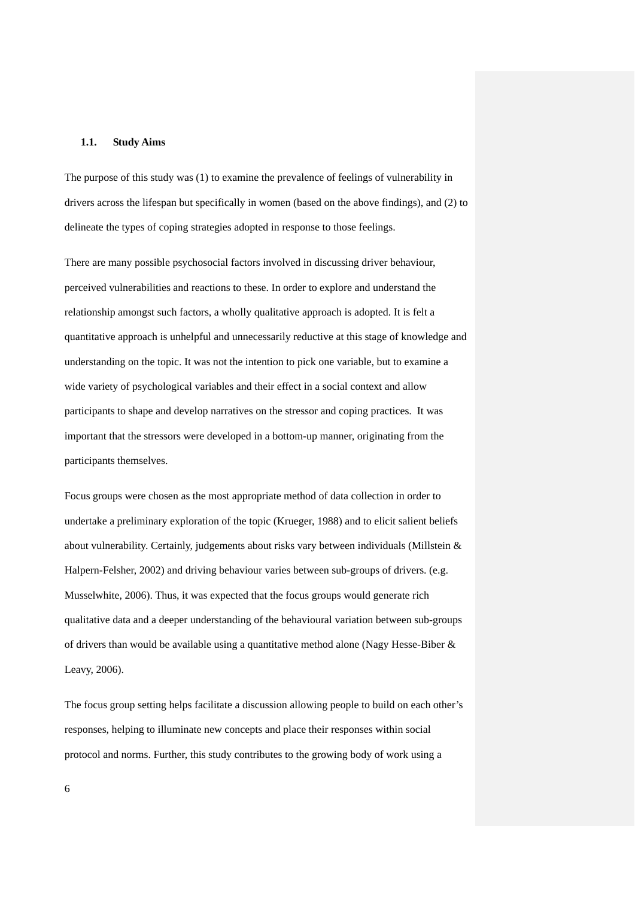### 1.1. Study Aims

The purpose of this study was (1) to examine the prevalence of feelings of vulnerability in drivers across the lifespan but specifically in women (based on the above findings), and (2) to delineate the types of coping strategies adopted in response to those feelings.

There are many possible psychosocial factors involved in discussing driver behaviour, perceived vulnerabilities and reactions to these. In order to explore and understand the relationship amongst such factors, a wholly qualitative approach is adopted. It is felt a quantitative approach is unhelpful and unnecessarily reductive at this stage of knowledge and understanding on the topic. It was not the intention to pick one variable, but to examine a wide variety of psychological variables and their effect in a social context and allow participants to shape and develop narratives on the stressor and coping practices. It was important that the stressors were developed in a bottom-up manner, originating from the participants themselves.

Focus groups were chosen as the most appropriate method of data collection in order to undertake a preliminary exploration of the topic (Krueger, 1988) and to elicit salient beliefs about vulnerability. Certainly, judgements about risks vary between individuals (Millstein & Halpern-Felsher, 2002) and driving behaviour varies between sub-groups of drivers. (e.g. Musselwhite, 2006). Thus, it was expected that the focus groups would generate rich qualitative data and a deeper understanding of the behavioural variation between sub-groups of drivers than would be available using a quantitative method alone (Nagy Hesse-Biber & Leavy, 2006).

The focus group setting helps facilitate a discussion allowing people to build on each other's responses, helping to illuminate new concepts and place their responses within social protocol and norms. Further, this study contributes to the growing body of work using a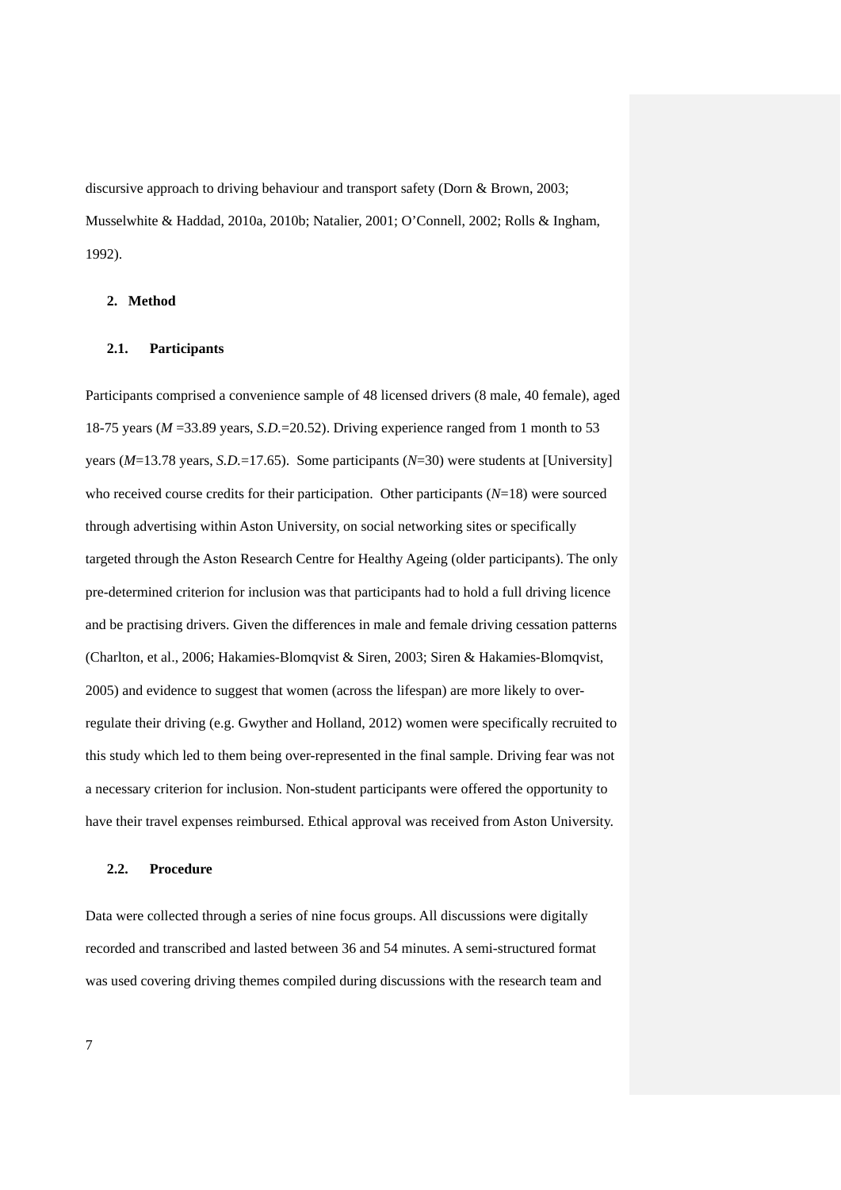discursive approach to driving behaviour and transport safety (Dorn & Brown, 2003; Musselwhite & Haddad, 2010a, 2010b; Natalier, 2001; O'Connell, 2002; Rolls & Ingham, 1992).

## 2. Method

### 2.1. Participants

Participants comprised a convenience sample of 48 licensed drivers (8 male, 40 female), aged 18-75 years (*M* =33.89 years, *S.D.*=20.52). Driving experience ranged from 1 month to 53 years (*M*=13.78 years, *S.D.*=17.65). Some participants (*N*=30) were students at [University] who received course credits for their participation. Other participants (*N*=18) were sourced through advertising within Aston University, on social networking sites or specifically targeted through the Aston Research Centre for Healthy Ageing (older participants). The only pre-determined criterion for inclusion was that participants had to hold a full driving licence and be practising drivers. Given the differences in male and female driving cessation patterns (Charlton, et al., 2006; Hakamies-Blomqvist & Siren, 2003; Siren & Hakamies-Blomqvist, 2005) and evidence to suggest that women (across the lifespan) are more likely to over-regulate their driving (e.g. Gwyther and Holland, 2012) women were specifically recruited to this study which led to them being over-represented in the final sample. Driving fear was not a necessary criterion for inclusion. Non-student participants were offered the opportunity to have their travel expenses reimbursed. Ethical approval was received from Aston University.

### 2.2. Procedure

Data were collected through a series of nine focus groups. All discussions were digitally recorded and transcribed and lasted between 36 and 54 minutes. A semi-structured format was used covering driving themes compiled during discussions with the research team and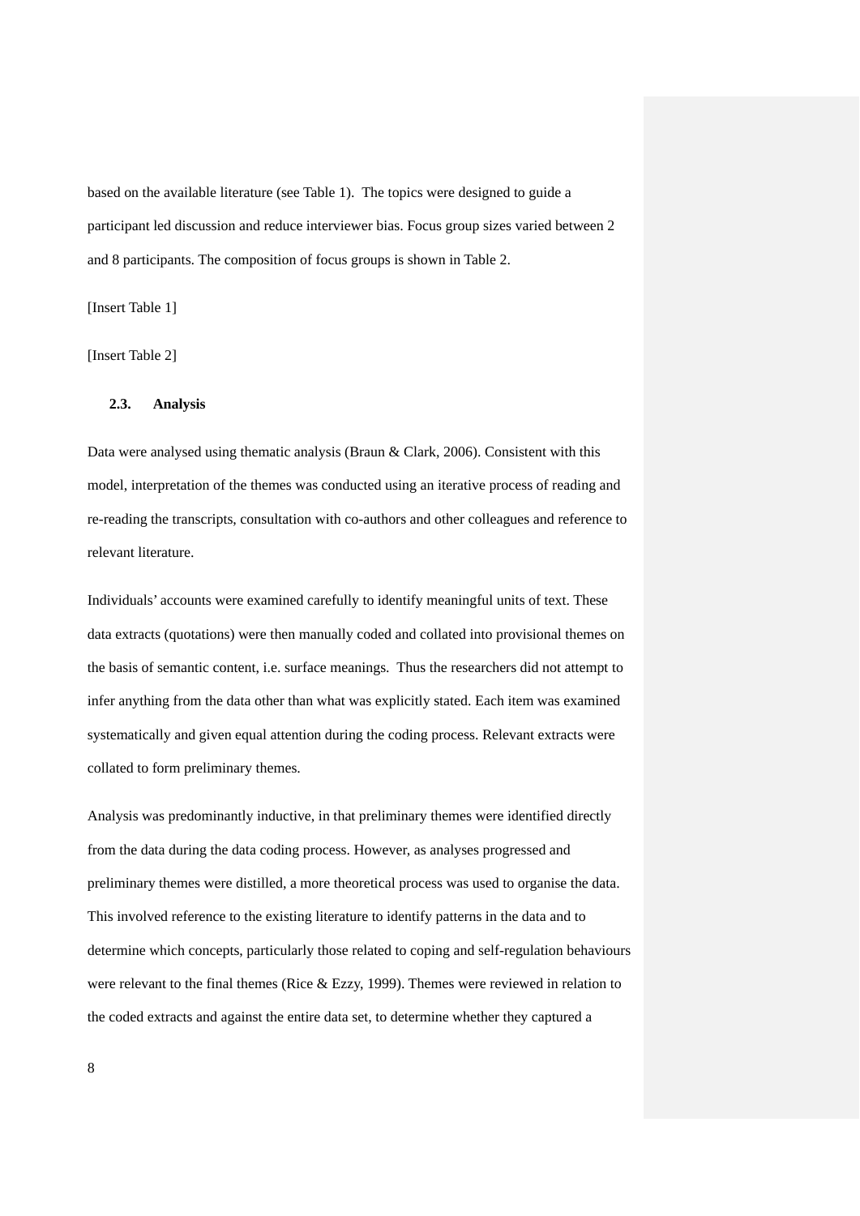based on the available literature (see Table 1). The topics were designed to guide a participant led discussion and reduce interviewer bias. Focus group sizes varied between 2 and 8 participants. The composition of focus groups is shown in Table 2.

[Insert Table 1]

[Insert Table 2]

### 2.3. Analysis

Data were analysed using thematic analysis (Braun & Clark, 2006). Consistent with this model, interpretation of the themes was conducted using an iterative process of reading and re-reading the transcripts, consultation with co-authors and other colleagues and reference to relevant literature.

Individuals' accounts were examined carefully to identify meaningful units of text. These data extracts (quotations) were then manually coded and collated into provisional themes on the basis of semantic content, i.e. surface meanings. Thus the researchers did not attempt to infer anything from the data other than what was explicitly stated. Each item was examined systematically and given equal attention during the coding process. Relevant extracts were collated to form preliminary themes.

Analysis was predominantly inductive, in that preliminary themes were identified directly from the data during the data coding process. However, as analyses progressed and preliminary themes were distilled, a more theoretical process was used to organise the data. This involved reference to the existing literature to identify patterns in the data and to determine which concepts, particularly those related to coping and self-regulation behaviours were relevant to the final themes (Rice & Ezzy, 1999). Themes were reviewed in relation to the coded extracts and against the entire data set, to determine whether they captured a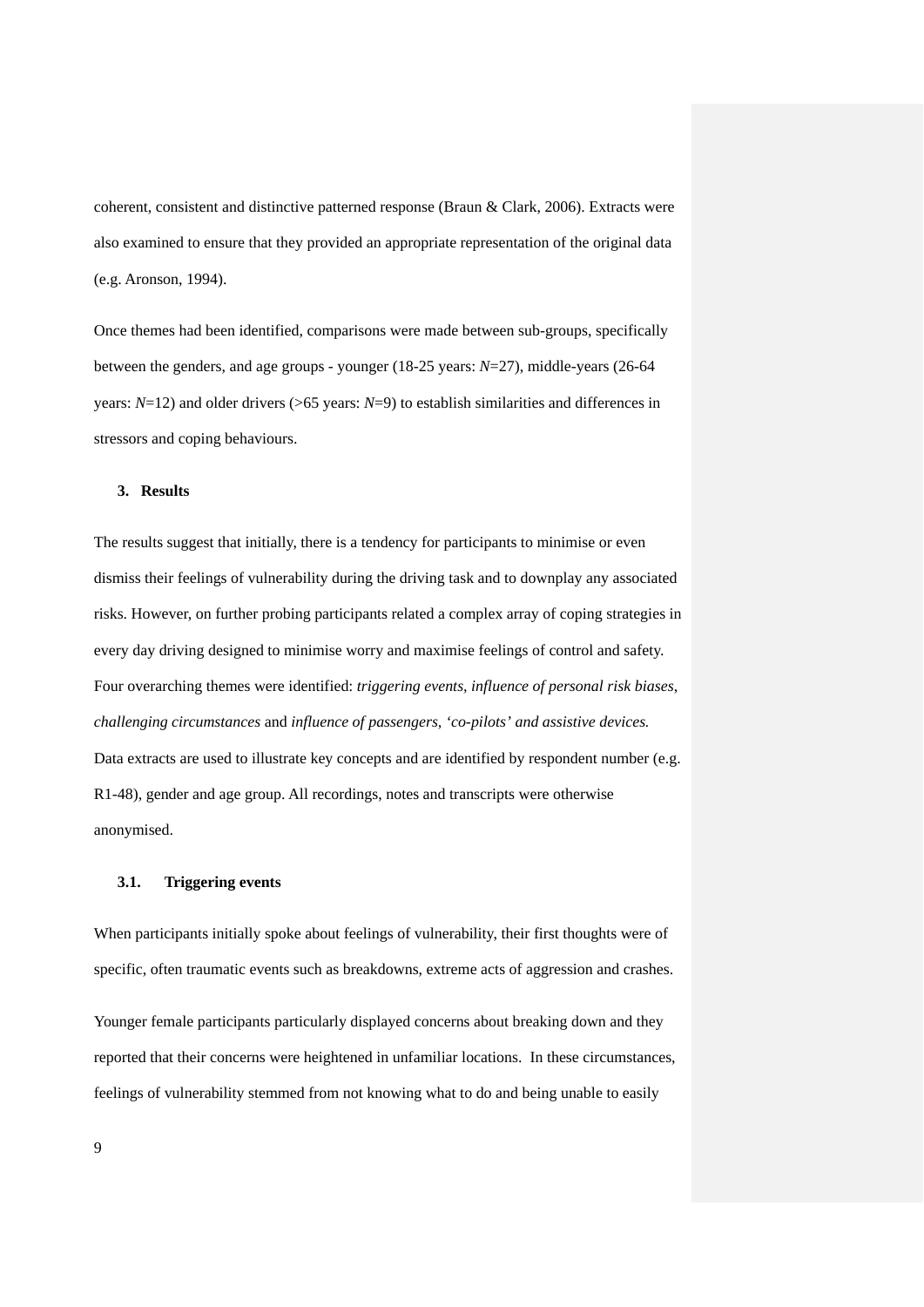coherent, consistent and distinctive patterned response (Braun & Clark, 2006). Extracts were also examined to ensure that they provided an appropriate representation of the original data (e.g. Aronson, 1994).

Once themes had been identified, comparisons were made between sub-groups, specifically between the genders, and age groups - younger (18-25 years: *N*=27), middle-years (26-64 years: *N*=12) and older drivers (>65 years: *N*=9) to establish similarities and differences in stressors and coping behaviours.

## 3. Results

The results suggest that initially, there is a tendency for participants to minimise or even dismiss their feelings of vulnerability during the driving task and to downplay any associated risks. However, on further probing participants related a complex array of coping strategies in every day driving designed to minimise worry and maximise feelings of control and safety. Four overarching themes were identified: *triggering events*, *influence of personal risk biases*, *challenging circumstances* and *influence of passengers, 'co-pilots' and assistive devices.* Data extracts are used to illustrate key concepts and are identified by respondent number (e.g. R1-48), gender and age group. All recordings, notes and transcripts were otherwise anonymised.

### 3.1. Triggering events

When participants initially spoke about feelings of vulnerability, their first thoughts were of specific, often traumatic events such as breakdowns, extreme acts of aggression and crashes.

Younger female participants particularly displayed concerns about breaking down and they reported that their concerns were heightened in unfamiliar locations. In these circumstances, feelings of vulnerability stemmed from not knowing what to do and being unable to easily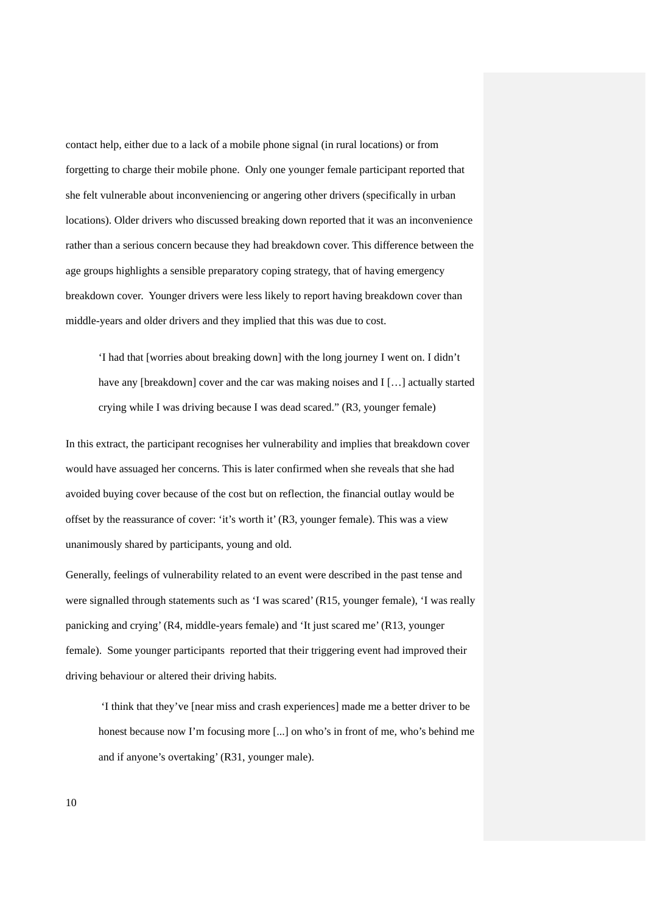contact help, either due to a lack of a mobile phone signal (in rural locations) or from forgetting to charge their mobile phone. Only one younger female participant reported that she felt vulnerable about inconveniencing or angering other drivers (specifically in urban locations). Older drivers who discussed breaking down reported that it was an inconvenience rather than a serious concern because they had breakdown cover. This difference between the age groups highlights a sensible preparatory coping strategy, that of having emergency breakdown cover. Younger drivers were less likely to report having breakdown cover than middle-years and older drivers and they implied that this was due to cost.

> 'I had that [worries about breaking down] with the long journey I went on. I didn't have any [breakdown] cover and the car was making noises and I […] actually started crying while I was driving because I was dead scared." (R3, younger female)

In this extract, the participant recognises her vulnerability and implies that breakdown cover would have assuaged her concerns. This is later confirmed when she reveals that she had avoided buying cover because of the cost but on reflection, the financial outlay would be offset by the reassurance of cover: 'it's worth it' (R3, younger female). This was a view unanimously shared by participants, young and old.

Generally, feelings of vulnerability related to an event were described in the past tense and were signalled through statements such as 'I was scared' (R15, younger female), 'I was really panicking and crying' (R4, middle-years female) and 'It just scared me' (R13, younger female). Some younger participants reported that their triggering event had improved their driving behaviour or altered their driving habits.

> 'I think that they've [near miss and crash experiences] made me a better driver to be honest because now I'm focusing more [...] on who's in front of me, who's behind me and if anyone's overtaking' (R31, younger male).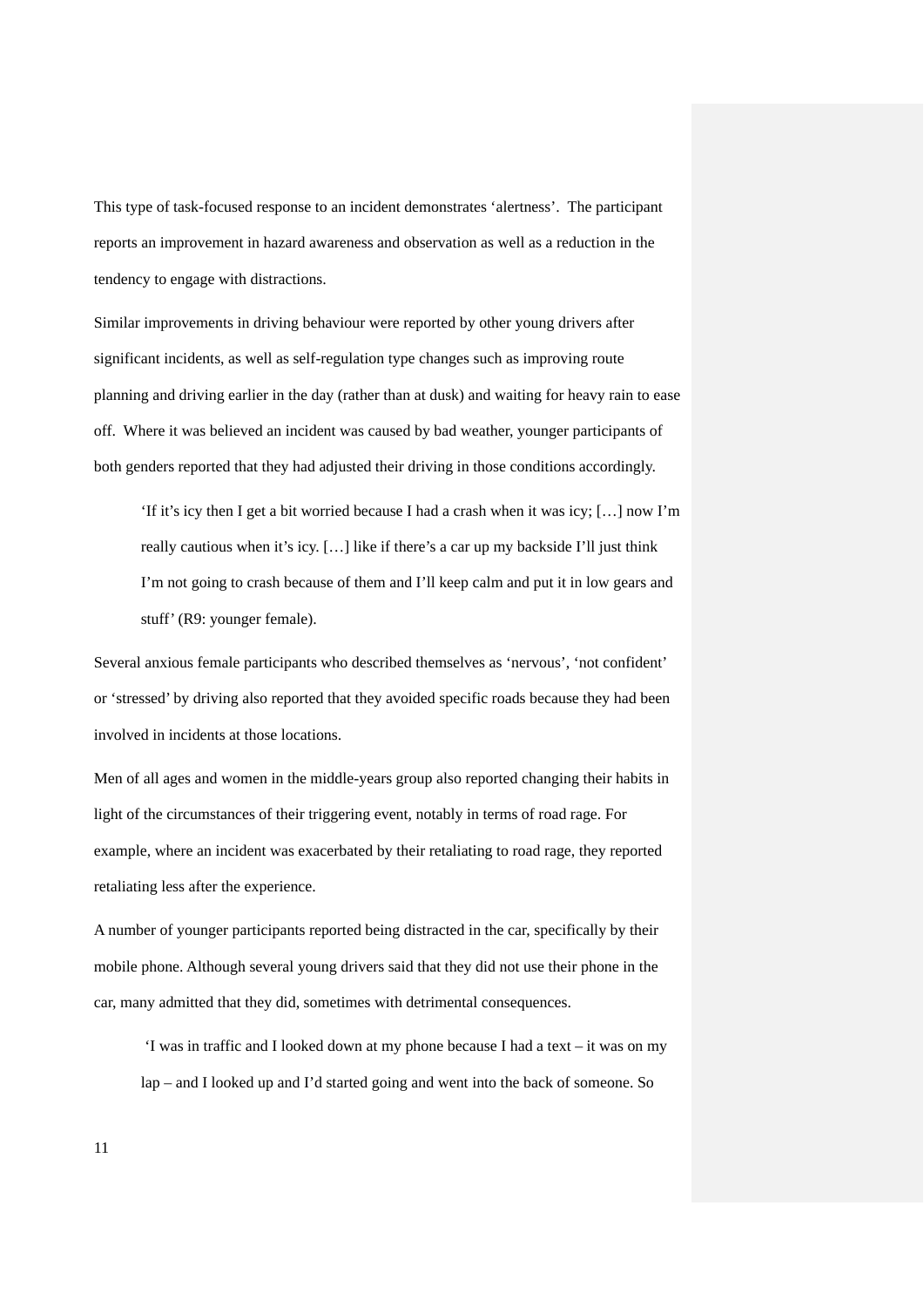This type of task-focused response to an incident demonstrates ‘alertness’. The participant reports an improvement in hazard awareness and observation as well as a reduction in the tendency to engage with distractions.

Similar improvements in driving behaviour were reported by other young drivers after significant incidents, as well as self-regulation type changes such as improving route planning and driving earlier in the day (rather than at dusk) and waiting for heavy rain to ease off. Where it was believed an incident was caused by bad weather, younger participants of both genders reported that they had adjusted their driving in those conditions accordingly.

> ‘If it’s icy then I get a bit worried because I had a crash when it was icy; […] now I’m really cautious when it’s icy. […] like if there’s a car up my backside I’ll just think I’m not going to crash because of them and I’ll keep calm and put it in low gears and stuff’ (R9: younger female).

Several anxious female participants who described themselves as ‘nervous’, ‘not confident’ or ‘stressed’ by driving also reported that they avoided specific roads because they had been involved in incidents at those locations.

Men of all ages and women in the middle-years group also reported changing their habits in light of the circumstances of their triggering event, notably in terms of road rage. For example, where an incident was exacerbated by their retaliating to road rage, they reported retaliating less after the experience.

A number of younger participants reported being distracted in the car, specifically by their mobile phone. Although several young drivers said that they did not use their phone in the car, many admitted that they did, sometimes with detrimental consequences.

> ‘I was in traffic and I looked down at my phone because I had a text – it was on my lap – and I looked up and I’d started going and went into the back of someone. So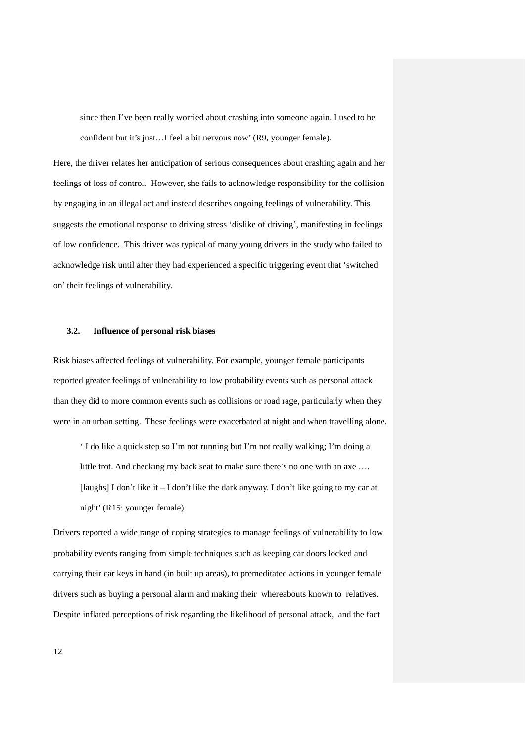> since then I've been really worried about crashing into someone again. I used to be confident but it's just…I feel a bit nervous now' (R9, younger female).

Here, the driver relates her anticipation of serious consequences about crashing again and her feelings of loss of control. However, she fails to acknowledge responsibility for the collision by engaging in an illegal act and instead describes ongoing feelings of vulnerability. This suggests the emotional response to driving stress 'dislike of driving', manifesting in feelings of low confidence. This driver was typical of many young drivers in the study who failed to acknowledge risk until after they had experienced a specific triggering event that 'switched on' their feelings of vulnerability.

### 3.2. Influence of personal risk biases

Risk biases affected feelings of vulnerability. For example, younger female participants reported greater feelings of vulnerability to low probability events such as personal attack than they did to more common events such as collisions or road rage, particularly when they were in an urban setting. These feelings were exacerbated at night and when travelling alone.

> ' I do like a quick step so I'm not running but I'm not really walking; I'm doing a little trot. And checking my back seat to make sure there's no one with an axe …. [laughs] I don't like it – I don't like the dark anyway. I don't like going to my car at night' (R15: younger female).

Drivers reported a wide range of coping strategies to manage feelings of vulnerability to low probability events ranging from simple techniques such as keeping car doors locked and carrying their car keys in hand (in built up areas), to premeditated actions in younger female drivers such as buying a personal alarm and making their whereabouts known to relatives. Despite inflated perceptions of risk regarding the likelihood of personal attack, and the fact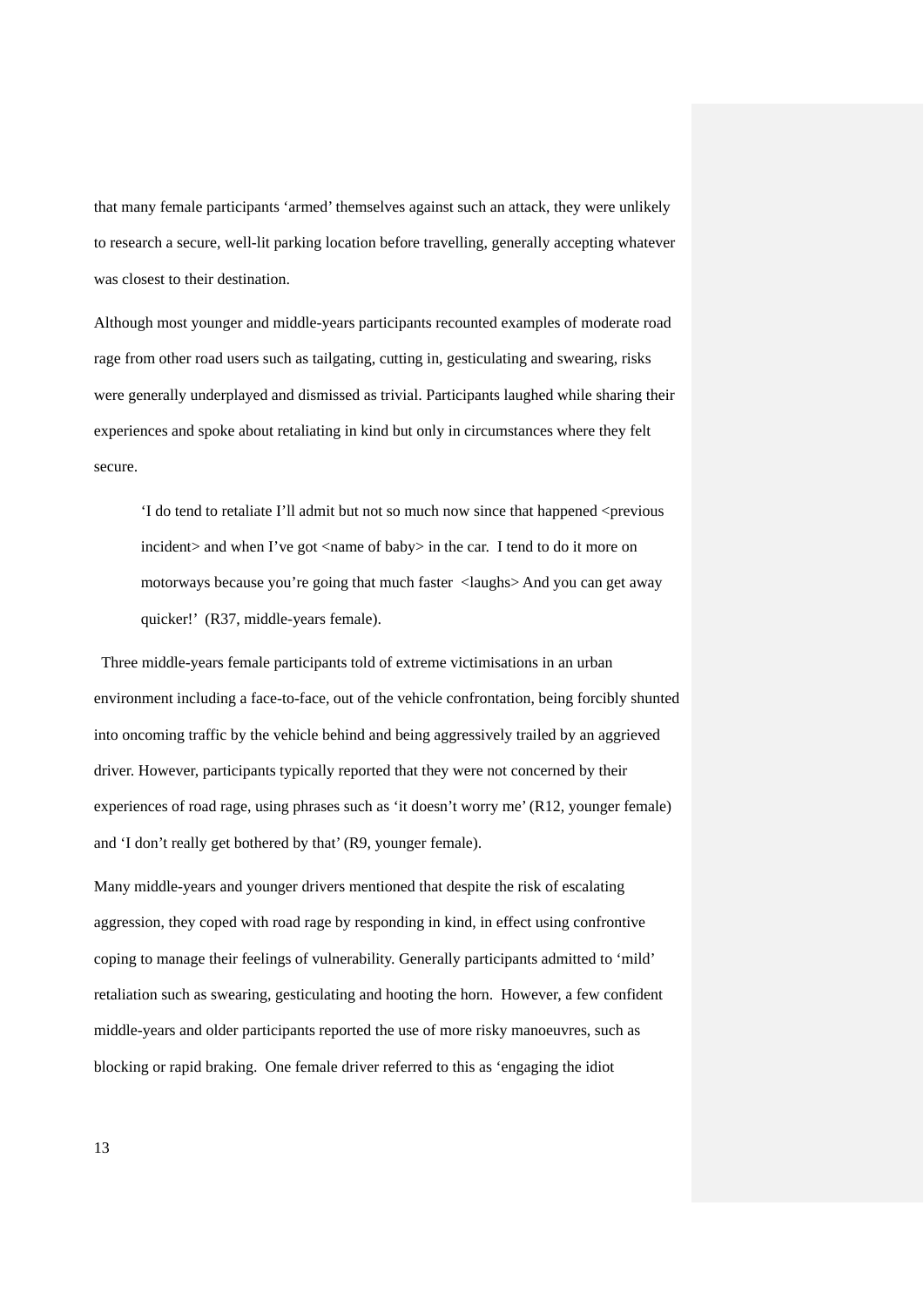that many female participants 'armed' themselves against such an attack, they were unlikely to research a secure, well-lit parking location before travelling, generally accepting whatever was closest to their destination.

Although most younger and middle-years participants recounted examples of moderate road rage from other road users such as tailgating, cutting in, gesticulating and swearing, risks were generally underplayed and dismissed as trivial. Participants laughed while sharing their experiences and spoke about retaliating in kind but only in circumstances where they felt secure.

> 'I do tend to retaliate I'll admit but not so much now since that happened <previous incident> and when I've got <name of baby> in the car. I tend to do it more on motorways because you're going that much faster <laughs> And you can get away quicker!' (R37, middle-years female).

Three middle-years female participants told of extreme victimisations in an urban environment including a face-to-face, out of the vehicle confrontation, being forcibly shunted into oncoming traffic by the vehicle behind and being aggressively trailed by an aggrieved driver. However, participants typically reported that they were not concerned by their experiences of road rage, using phrases such as 'it doesn't worry me' (R12, younger female) and 'I don't really get bothered by that' (R9, younger female).

Many middle-years and younger drivers mentioned that despite the risk of escalating aggression, they coped with road rage by responding in kind, in effect using confrontive coping to manage their feelings of vulnerability. Generally participants admitted to 'mild' retaliation such as swearing, gesticulating and hooting the horn. However, a few confident middle-years and older participants reported the use of more risky manoeuvres, such as blocking or rapid braking. One female driver referred to this as 'engaging the idiot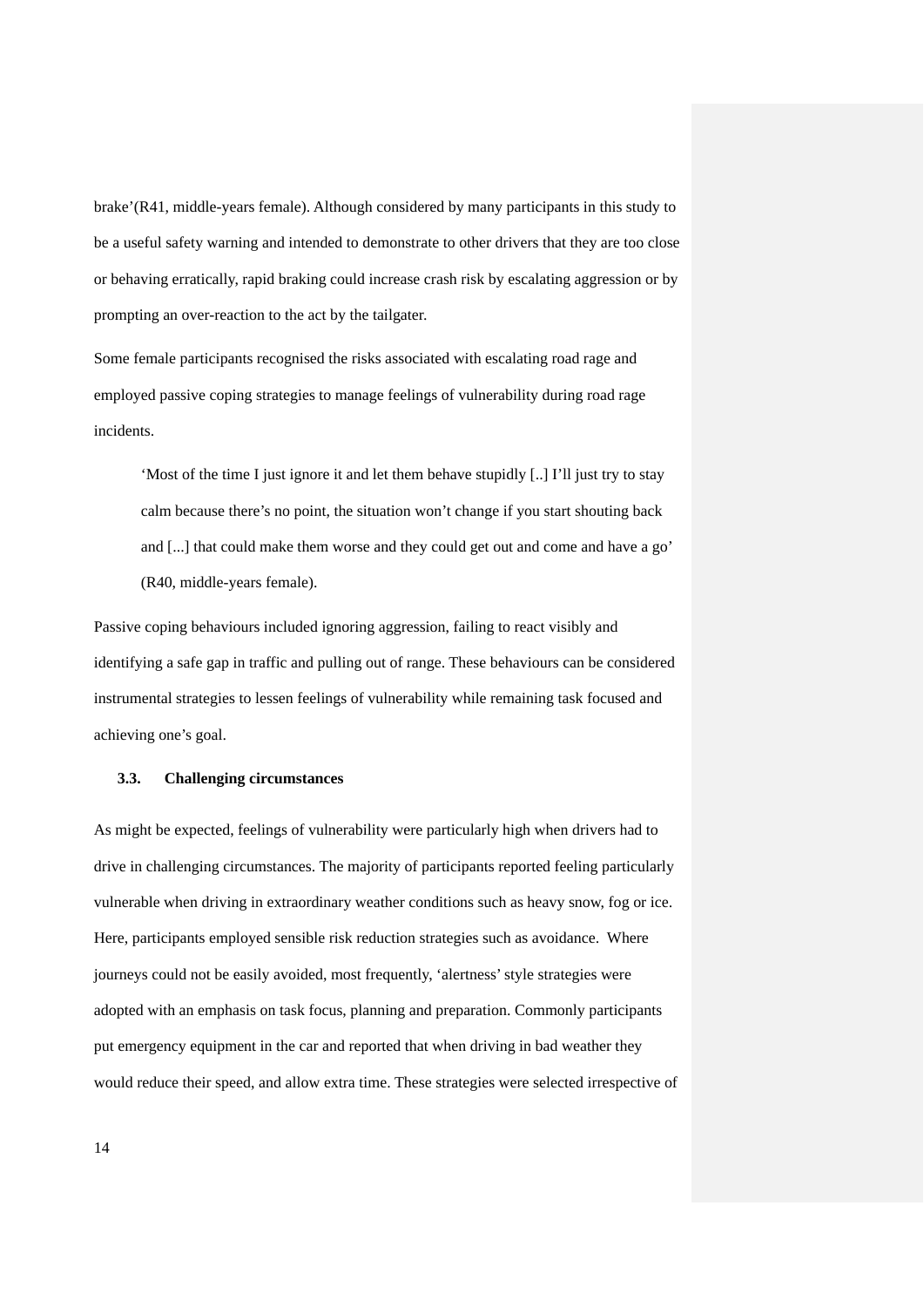brake'(R41, middle-years female). Although considered by many participants in this study to be a useful safety warning and intended to demonstrate to other drivers that they are too close or behaving erratically, rapid braking could increase crash risk by escalating aggression or by prompting an over-reaction to the act by the tailgater.

Some female participants recognised the risks associated with escalating road rage and employed passive coping strategies to manage feelings of vulnerability during road rage incidents.

> 'Most of the time I just ignore it and let them behave stupidly [..] I'll just try to stay calm because there's no point, the situation won't change if you start shouting back and [...] that could make them worse and they could get out and come and have a go' (R40, middle-years female).

Passive coping behaviours included ignoring aggression, failing to react visibly and identifying a safe gap in traffic and pulling out of range. These behaviours can be considered instrumental strategies to lessen feelings of vulnerability while remaining task focused and achieving one's goal.

### 3.3. Challenging circumstances

As might be expected, feelings of vulnerability were particularly high when drivers had to drive in challenging circumstances. The majority of participants reported feeling particularly vulnerable when driving in extraordinary weather conditions such as heavy snow, fog or ice. Here, participants employed sensible risk reduction strategies such as avoidance. Where journeys could not be easily avoided, most frequently, 'alertness' style strategies were adopted with an emphasis on task focus, planning and preparation. Commonly participants put emergency equipment in the car and reported that when driving in bad weather they would reduce their speed, and allow extra time. These strategies were selected irrespective of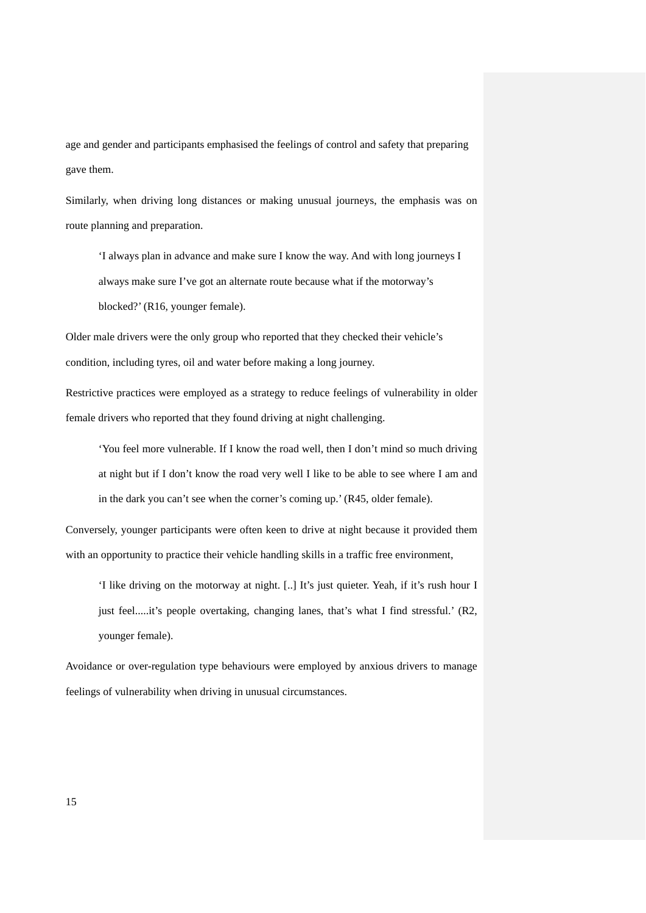age and gender and participants emphasised the feelings of control and safety that preparing gave them.

Similarly, when driving long distances or making unusual journeys, the emphasis was on route planning and preparation.

> 'I always plan in advance and make sure I know the way. And with long journeys I always make sure I've got an alternate route because what if the motorway's blocked?' (R16, younger female).

Older male drivers were the only group who reported that they checked their vehicle's condition, including tyres, oil and water before making a long journey.

Restrictive practices were employed as a strategy to reduce feelings of vulnerability in older female drivers who reported that they found driving at night challenging.

> 'You feel more vulnerable. If I know the road well, then I don't mind so much driving at night but if I don't know the road very well I like to be able to see where I am and in the dark you can't see when the corner's coming up.' (R45, older female).

Conversely, younger participants were often keen to drive at night because it provided them with an opportunity to practice their vehicle handling skills in a traffic free environment,

> 'I like driving on the motorway at night. [..] It's just quieter. Yeah, if it's rush hour I just feel.....it's people overtaking, changing lanes, that's what I find stressful.' (R2, younger female).

Avoidance or over-regulation type behaviours were employed by anxious drivers to manage feelings of vulnerability when driving in unusual circumstances.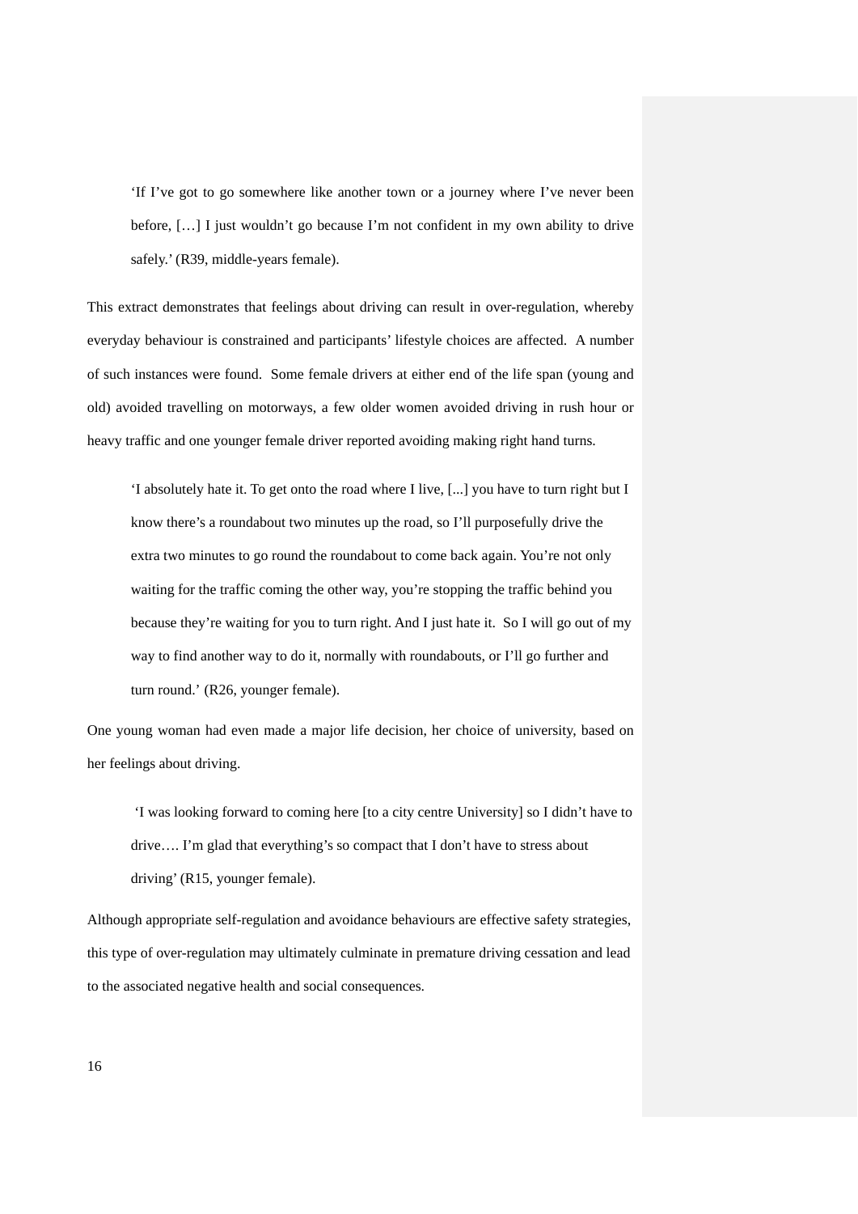> 'If I've got to go somewhere like another town or a journey where I've never been before, […] I just wouldn't go because I'm not confident in my own ability to drive safely.' (R39, middle-years female).

This extract demonstrates that feelings about driving can result in over-regulation, whereby everyday behaviour is constrained and participants' lifestyle choices are affected. A number of such instances were found. Some female drivers at either end of the life span (young and old) avoided travelling on motorways, a few older women avoided driving in rush hour or heavy traffic and one younger female driver reported avoiding making right hand turns.

> 'I absolutely hate it. To get onto the road where I live, [...] you have to turn right but I know there's a roundabout two minutes up the road, so I'll purposefully drive the extra two minutes to go round the roundabout to come back again. You're not only waiting for the traffic coming the other way, you're stopping the traffic behind you because they're waiting for you to turn right. And I just hate it. So I will go out of my way to find another way to do it, normally with roundabouts, or I'll go further and turn round.' (R26, younger female).

One young woman had even made a major life decision, her choice of university, based on her feelings about driving.

> 'I was looking forward to coming here [to a city centre University] so I didn't have to drive…. I'm glad that everything's so compact that I don't have to stress about driving' (R15, younger female).

Although appropriate self-regulation and avoidance behaviours are effective safety strategies, this type of over-regulation may ultimately culminate in premature driving cessation and lead to the associated negative health and social consequences.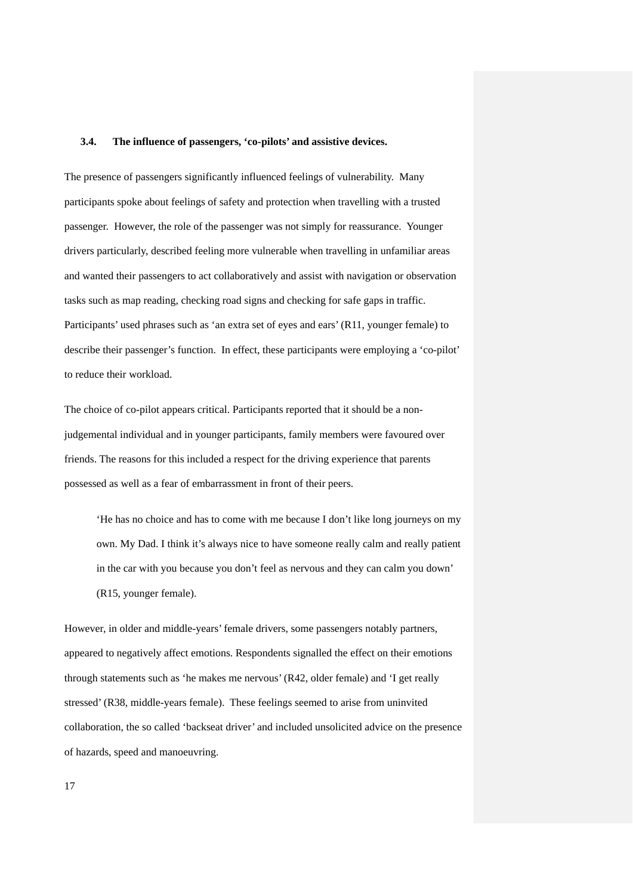### 3.4. The influence of passengers, 'co-pilots' and assistive devices.

The presence of passengers significantly influenced feelings of vulnerability. Many participants spoke about feelings of safety and protection when travelling with a trusted passenger. However, the role of the passenger was not simply for reassurance. Younger drivers particularly, described feeling more vulnerable when travelling in unfamiliar areas and wanted their passengers to act collaboratively and assist with navigation or observation tasks such as map reading, checking road signs and checking for safe gaps in traffic. Participants' used phrases such as 'an extra set of eyes and ears' (R11, younger female) to describe their passenger's function. In effect, these participants were employing a 'co-pilot' to reduce their workload.

The choice of co-pilot appears critical. Participants reported that it should be a non-judgemental individual and in younger participants, family members were favoured over friends. The reasons for this included a respect for the driving experience that parents possessed as well as a fear of embarrassment in front of their peers.

> 'He has no choice and has to come with me because I don't like long journeys on my own. My Dad. I think it's always nice to have someone really calm and really patient in the car with you because you don't feel as nervous and they can calm you down' (R15, younger female).

However, in older and middle-years' female drivers, some passengers notably partners, appeared to negatively affect emotions. Respondents signalled the effect on their emotions through statements such as 'he makes me nervous' (R42, older female) and 'I get really stressed' (R38, middle-years female). These feelings seemed to arise from uninvited collaboration, the so called 'backseat driver' and included unsolicited advice on the presence of hazards, speed and manoeuvring.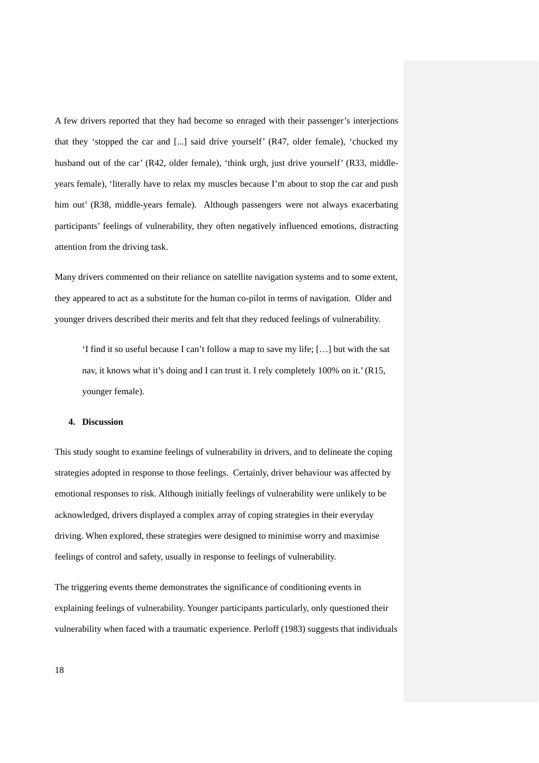A few drivers reported that they had become so enraged with their passenger's interjections that they 'stopped the car and [...] said drive yourself' (R47, older female), 'chucked my husband out of the car' (R42, older female), 'think urgh, just drive yourself' (R33, middle-years female), 'literally have to relax my muscles because I'm about to stop the car and push him out' (R38, middle-years female). Although passengers were not always exacerbating participants' feelings of vulnerability, they often negatively influenced emotions, distracting attention from the driving task.

Many drivers commented on their reliance on satellite navigation systems and to some extent, they appeared to act as a substitute for the human co-pilot in terms of navigation. Older and younger drivers described their merits and felt that they reduced feelings of vulnerability.

> 'I find it so useful because I can't follow a map to save my life; […] but with the sat nav, it knows what it's doing and I can trust it. I rely completely 100% on it.' (R15, younger female).

## 4. Discussion

This study sought to examine feelings of vulnerability in drivers, and to delineate the coping strategies adopted in response to those feelings. Certainly, driver behaviour was affected by emotional responses to risk. Although initially feelings of vulnerability were unlikely to be acknowledged, drivers displayed a complex array of coping strategies in their everyday driving. When explored, these strategies were designed to minimise worry and maximise feelings of control and safety, usually in response to feelings of vulnerability.

The triggering events theme demonstrates the significance of conditioning events in explaining feelings of vulnerability. Younger participants particularly, only questioned their vulnerability when faced with a traumatic experience. Perloff (1983) suggests that individuals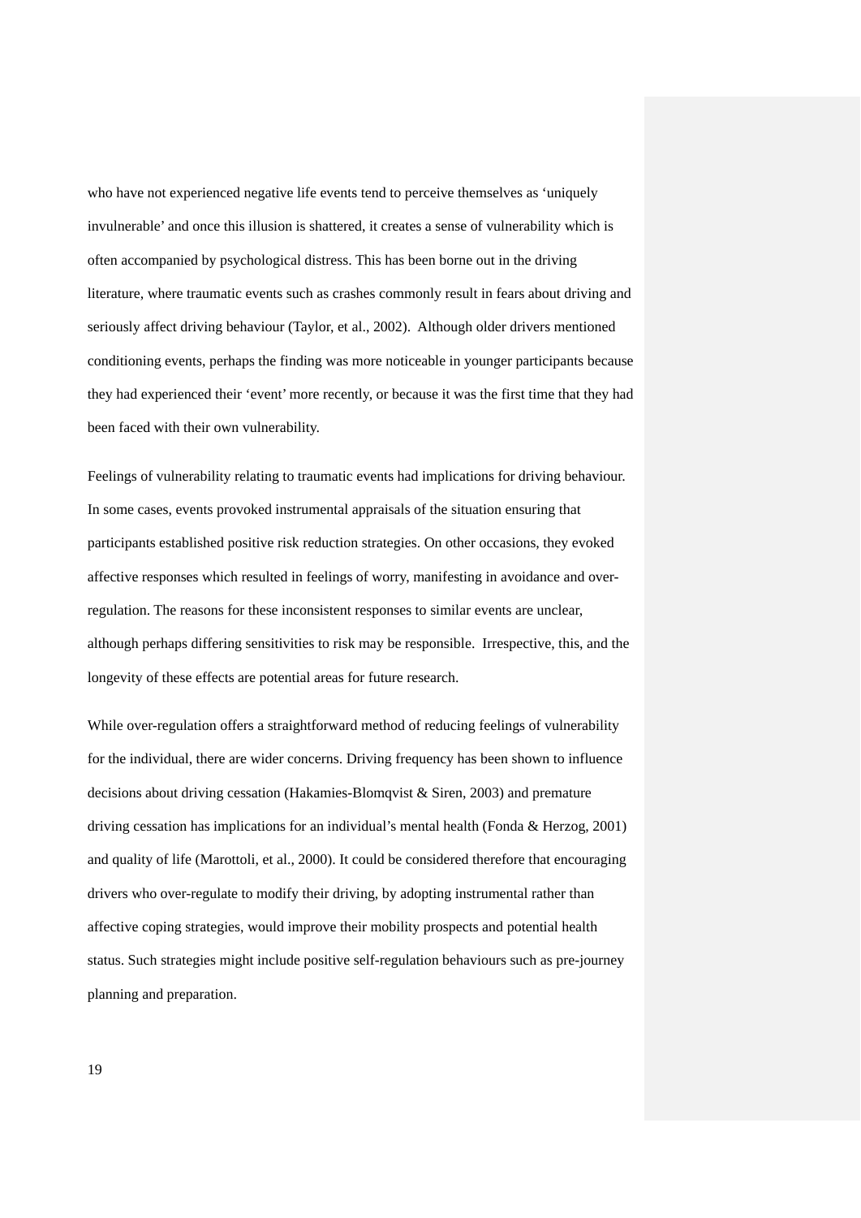who have not experienced negative life events tend to perceive themselves as 'uniquely invulnerable' and once this illusion is shattered, it creates a sense of vulnerability which is often accompanied by psychological distress. This has been borne out in the driving literature, where traumatic events such as crashes commonly result in fears about driving and seriously affect driving behaviour (Taylor, et al., 2002). Although older drivers mentioned conditioning events, perhaps the finding was more noticeable in younger participants because they had experienced their 'event' more recently, or because it was the first time that they had been faced with their own vulnerability.

Feelings of vulnerability relating to traumatic events had implications for driving behaviour. In some cases, events provoked instrumental appraisals of the situation ensuring that participants established positive risk reduction strategies. On other occasions, they evoked affective responses which resulted in feelings of worry, manifesting in avoidance and over-regulation. The reasons for these inconsistent responses to similar events are unclear, although perhaps differing sensitivities to risk may be responsible. Irrespective, this, and the longevity of these effects are potential areas for future research.

While over-regulation offers a straightforward method of reducing feelings of vulnerability for the individual, there are wider concerns. Driving frequency has been shown to influence decisions about driving cessation (Hakamies-Blomqvist & Siren, 2003) and premature driving cessation has implications for an individual's mental health (Fonda & Herzog, 2001) and quality of life (Marottoli, et al., 2000). It could be considered therefore that encouraging drivers who over-regulate to modify their driving, by adopting instrumental rather than affective coping strategies, would improve their mobility prospects and potential health status. Such strategies might include positive self-regulation behaviours such as pre-journey planning and preparation.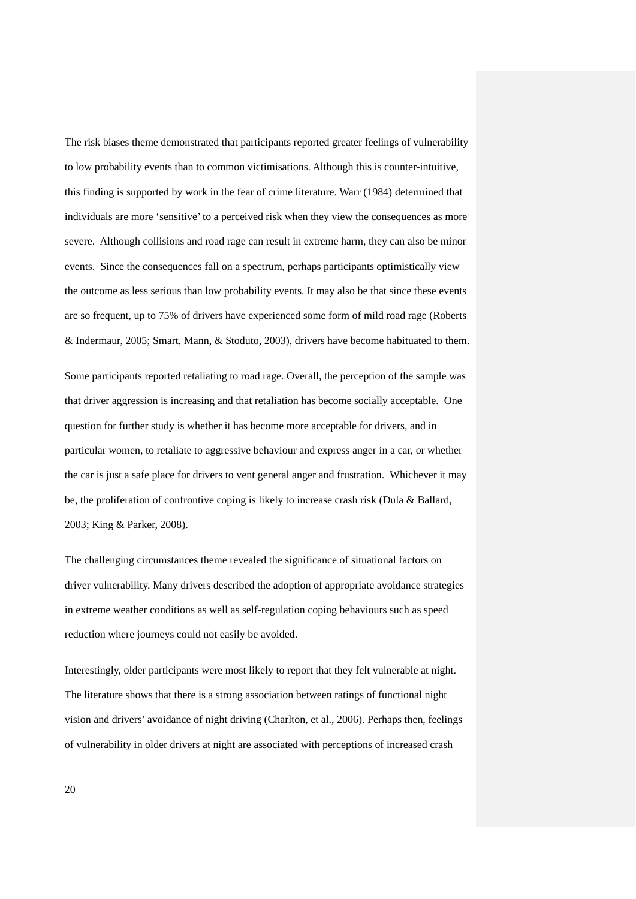The risk biases theme demonstrated that participants reported greater feelings of vulnerability to low probability events than to common victimisations. Although this is counter-intuitive, this finding is supported by work in the fear of crime literature. Warr (1984) determined that individuals are more 'sensitive' to a perceived risk when they view the consequences as more severe. Although collisions and road rage can result in extreme harm, they can also be minor events. Since the consequences fall on a spectrum, perhaps participants optimistically view the outcome as less serious than low probability events. It may also be that since these events are so frequent, up to 75% of drivers have experienced some form of mild road rage (Roberts & Indermaur, 2005; Smart, Mann, & Stoduto, 2003), drivers have become habituated to them.

Some participants reported retaliating to road rage. Overall, the perception of the sample was that driver aggression is increasing and that retaliation has become socially acceptable. One question for further study is whether it has become more acceptable for drivers, and in particular women, to retaliate to aggressive behaviour and express anger in a car, or whether the car is just a safe place for drivers to vent general anger and frustration. Whichever it may be, the proliferation of confrontive coping is likely to increase crash risk (Dula & Ballard, 2003; King & Parker, 2008).

The challenging circumstances theme revealed the significance of situational factors on driver vulnerability. Many drivers described the adoption of appropriate avoidance strategies in extreme weather conditions as well as self-regulation coping behaviours such as speed reduction where journeys could not easily be avoided.

Interestingly, older participants were most likely to report that they felt vulnerable at night. The literature shows that there is a strong association between ratings of functional night vision and drivers' avoidance of night driving (Charlton, et al., 2006). Perhaps then, feelings of vulnerability in older drivers at night are associated with perceptions of increased crash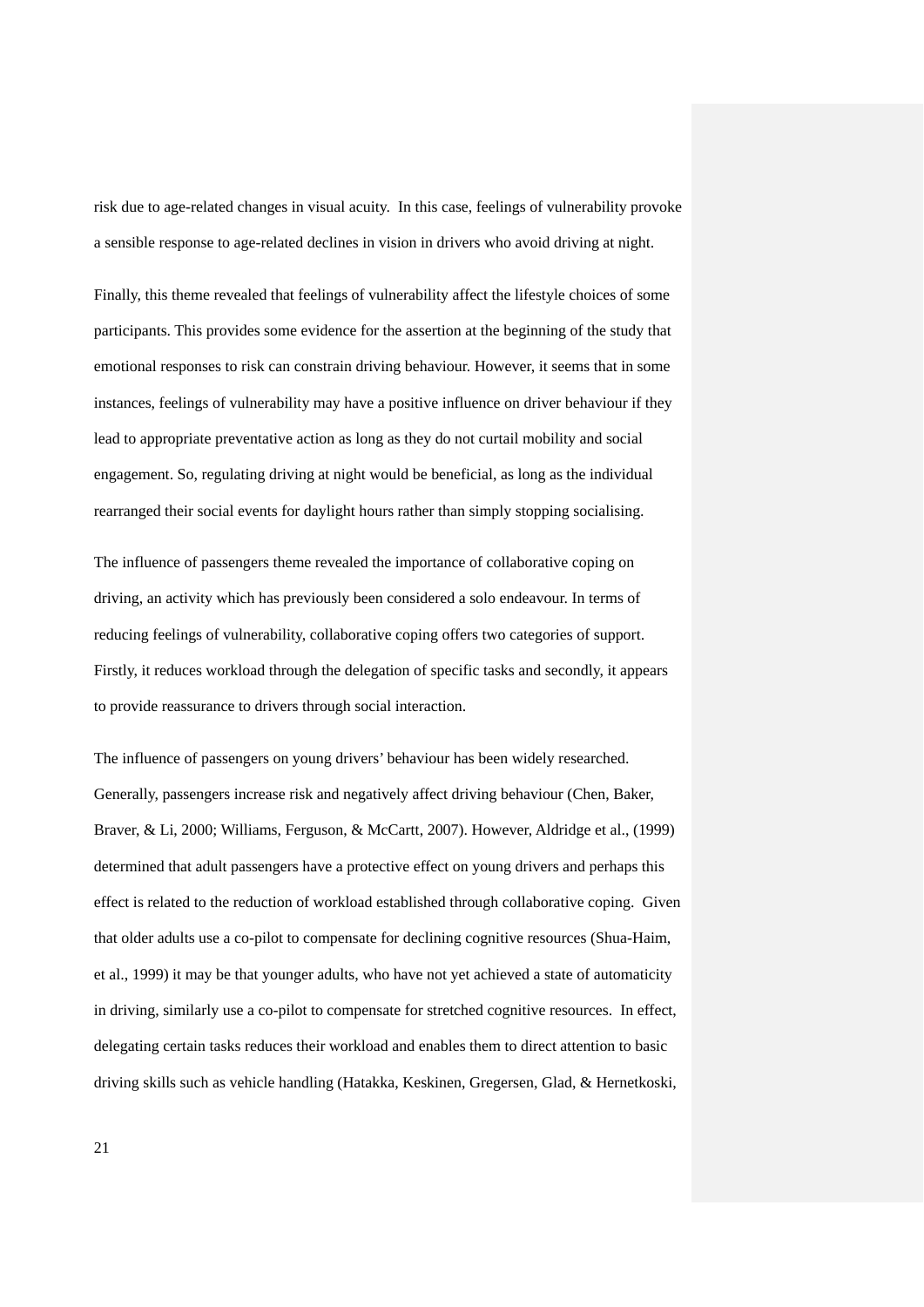risk due to age-related changes in visual acuity. In this case, feelings of vulnerability provoke a sensible response to age-related declines in vision in drivers who avoid driving at night.

Finally, this theme revealed that feelings of vulnerability affect the lifestyle choices of some participants. This provides some evidence for the assertion at the beginning of the study that emotional responses to risk can constrain driving behaviour. However, it seems that in some instances, feelings of vulnerability may have a positive influence on driver behaviour if they lead to appropriate preventative action as long as they do not curtail mobility and social engagement. So, regulating driving at night would be beneficial, as long as the individual rearranged their social events for daylight hours rather than simply stopping socialising.

The influence of passengers theme revealed the importance of collaborative coping on driving, an activity which has previously been considered a solo endeavour. In terms of reducing feelings of vulnerability, collaborative coping offers two categories of support. Firstly, it reduces workload through the delegation of specific tasks and secondly, it appears to provide reassurance to drivers through social interaction.

The influence of passengers on young drivers' behaviour has been widely researched. Generally, passengers increase risk and negatively affect driving behaviour (Chen, Baker, Braver, & Li, 2000; Williams, Ferguson, & McCartt, 2007). However, Aldridge et al., (1999) determined that adult passengers have a protective effect on young drivers and perhaps this effect is related to the reduction of workload established through collaborative coping. Given that older adults use a co-pilot to compensate for declining cognitive resources (Shua-Haim, et al., 1999) it may be that younger adults, who have not yet achieved a state of automaticity in driving, similarly use a co-pilot to compensate for stretched cognitive resources. In effect, delegating certain tasks reduces their workload and enables them to direct attention to basic driving skills such as vehicle handling (Hatakka, Keskinen, Gregersen, Glad, & Hernetkoski,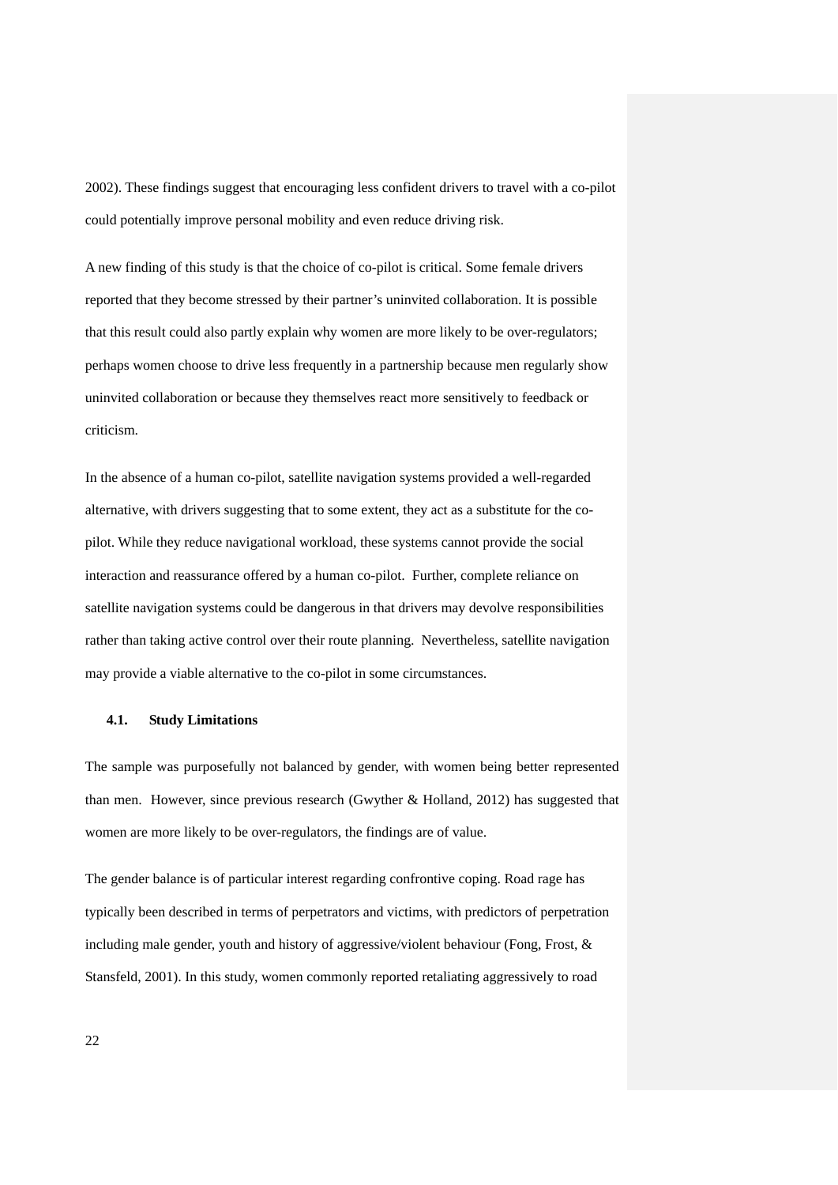2002). These findings suggest that encouraging less confident drivers to travel with a co-pilot could potentially improve personal mobility and even reduce driving risk.

A new finding of this study is that the choice of co-pilot is critical. Some female drivers reported that they become stressed by their partner's uninvited collaboration. It is possible that this result could also partly explain why women are more likely to be over-regulators; perhaps women choose to drive less frequently in a partnership because men regularly show uninvited collaboration or because they themselves react more sensitively to feedback or criticism.

In the absence of a human co-pilot, satellite navigation systems provided a well-regarded alternative, with drivers suggesting that to some extent, they act as a substitute for the co-pilot. While they reduce navigational workload, these systems cannot provide the social interaction and reassurance offered by a human co-pilot. Further, complete reliance on satellite navigation systems could be dangerous in that drivers may devolve responsibilities rather than taking active control over their route planning. Nevertheless, satellite navigation may provide a viable alternative to the co-pilot in some circumstances.

### 4.1. Study Limitations

The sample was purposefully not balanced by gender, with women being better represented than men. However, since previous research (Gwyther & Holland, 2012) has suggested that women are more likely to be over-regulators, the findings are of value.

The gender balance is of particular interest regarding confrontive coping. Road rage has typically been described in terms of perpetrators and victims, with predictors of perpetration including male gender, youth and history of aggressive/violent behaviour (Fong, Frost, & Stansfeld, 2001). In this study, women commonly reported retaliating aggressively to road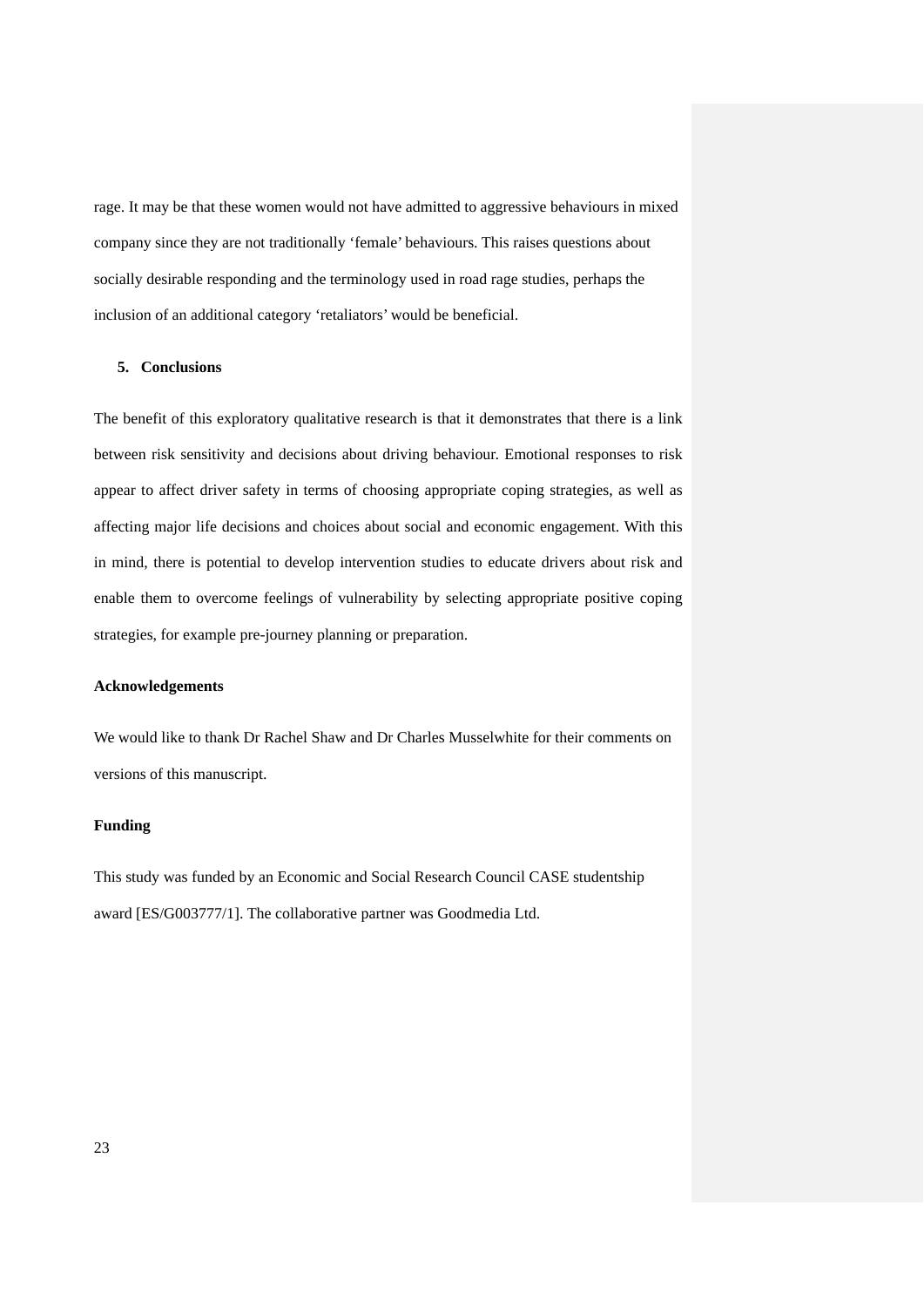rage. It may be that these women would not have admitted to aggressive behaviours in mixed company since they are not traditionally 'female' behaviours. This raises questions about socially desirable responding and the terminology used in road rage studies, perhaps the inclusion of an additional category 'retaliators' would be beneficial.

## 5. Conclusions

The benefit of this exploratory qualitative research is that it demonstrates that there is a link between risk sensitivity and decisions about driving behaviour. Emotional responses to risk appear to affect driver safety in terms of choosing appropriate coping strategies, as well as affecting major life decisions and choices about social and economic engagement. With this in mind, there is potential to develop intervention studies to educate drivers about risk and enable them to overcome feelings of vulnerability by selecting appropriate positive coping strategies, for example pre-journey planning or preparation.

## Acknowledgements

We would like to thank Dr Rachel Shaw and Dr Charles Musselwhite for their comments on versions of this manuscript.

## Funding

This study was funded by an Economic and Social Research Council CASE studentship award [ES/G003777/1]. The collaborative partner was Goodmedia Ltd.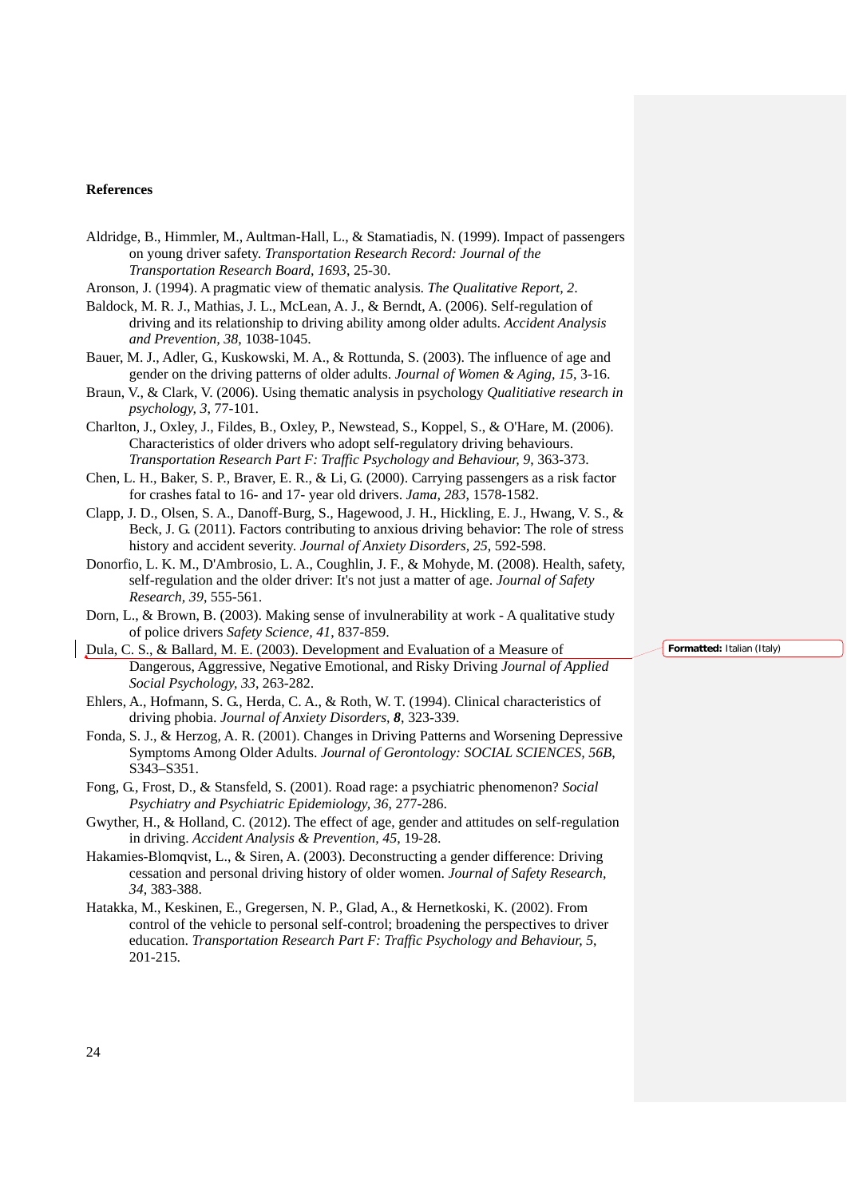## References

Aldridge, B., Himmler, M., Aultman-Hall, L., & Stamatiadis, N. (1999). Impact of passengers on young driver safety. *Transportation Research Record: Journal of the Transportation Research Board, 1693*, 25-30.

Aronson, J. (1994). A pragmatic view of thematic analysis. *The Qualitative Report, 2*.

Baldock, M. R. J., Mathias, J. L., McLean, A. J., & Berndt, A. (2006). Self-regulation of driving and its relationship to driving ability among older adults. *Accident Analysis and Prevention, 38*, 1038-1045.

Bauer, M. J., Adler, G., Kuskowski, M. A., & Rottunda, S. (2003). The influence of age and gender on the driving patterns of older adults. *Journal of Women & Aging, 15*, 3-16.

Braun, V., & Clark, V. (2006). Using thematic analysis in psychology *Qualitiative research in psychology, 3*, 77-101.

Charlton, J., Oxley, J., Fildes, B., Oxley, P., Newstead, S., Koppel, S., & O'Hare, M. (2006). Characteristics of older drivers who adopt self-regulatory driving behaviours. *Transportation Research Part F: Traffic Psychology and Behaviour, 9*, 363-373.

Chen, L. H., Baker, S. P., Braver, E. R., & Li, G. (2000). Carrying passengers as a risk factor for crashes fatal to 16- and 17- year old drivers. *Jama, 283*, 1578-1582.

Clapp, J. D., Olsen, S. A., Danoff-Burg, S., Hagewood, J. H., Hickling, E. J., Hwang, V. S., & Beck, J. G. (2011). Factors contributing to anxious driving behavior: The role of stress history and accident severity. *Journal of Anxiety Disorders, 25*, 592-598.

Donorfio, L. K. M., D'Ambrosio, L. A., Coughlin, J. F., & Mohyde, M. (2008). Health, safety, self-regulation and the older driver: It's not just a matter of age. *Journal of Safety Research, 39*, 555-561.

Dorn, L., & Brown, B. (2003). Making sense of invulnerability at work - A qualitative study of police drivers *Safety Science, 41*, 837-859.

Dula, C. S., & Ballard, M. E. (2003). Development and Evaluation of a Measure of Dangerous, Aggressive, Negative Emotional, and Risky Driving *Journal of Applied Social Psychology, 33*, 263-282.

Ehlers, A., Hofmann, S. G., Herda, C. A., & Roth, W. T. (1994). Clinical characteristics of driving phobia. *Journal of Anxiety Disorders,* ***8***, 323-339.

Fonda, S. J., & Herzog, A. R. (2001). Changes in Driving Patterns and Worsening Depressive Symptoms Among Older Adults. *Journal of Gerontology: SOCIAL SCIENCES, 56B*, S343–S351.

Fong, G., Frost, D., & Stansfeld, S. (2001). Road rage: a psychiatric phenomenon? *Social Psychiatry and Psychiatric Epidemiology, 36*, 277-286.

Gwyther, H., & Holland, C. (2012). The effect of age, gender and attitudes on self-regulation in driving. *Accident Analysis & Prevention, 45*, 19-28.

Hakamies-Blomqvist, L., & Siren, A. (2003). Deconstructing a gender difference: Driving cessation and personal driving history of older women. *Journal of Safety Research, 34*, 383-388.

Hatakka, M., Keskinen, E., Gregersen, N. P., Glad, A., & Hernetkoski, K. (2002). From control of the vehicle to personal self-control; broadening the perspectives to driver education. *Transportation Research Part F: Traffic Psychology and Behaviour, 5*, 201-215.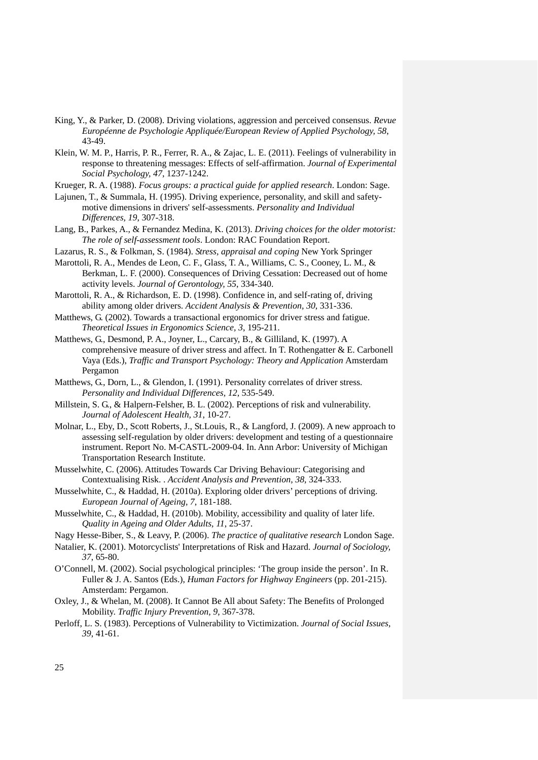King, Y., & Parker, D. (2008). Driving violations, aggression and perceived consensus. *Revue Européenne de Psychologie Appliquée/European Review of Applied Psychology, 58*, 43-49.

Klein, W. M. P., Harris, P. R., Ferrer, R. A., & Zajac, L. E. (2011). Feelings of vulnerability in response to threatening messages: Effects of self-affirmation. *Journal of Experimental Social Psychology, 47*, 1237-1242.

Krueger, R. A. (1988). *Focus groups: a practical guide for applied research*. London: Sage.

Lajunen, T., & Summala, H. (1995). Driving experience, personality, and skill and safety-motive dimensions in drivers' self-assessments. *Personality and Individual Differences, 19*, 307-318.

Lang, B., Parkes, A., & Fernandez Medina, K. (2013). *Driving choices for the older motorist: The role of self-assessment tools*. London: RAC Foundation Report.

Lazarus, R. S., & Folkman, S. (1984). *Stress, appraisal and coping* New York Springer

Marottoli, R. A., Mendes de Leon, C. F., Glass, T. A., Williams, C. S., Cooney, L. M., & Berkman, L. F. (2000). Consequences of Driving Cessation: Decreased out of home activity levels. *Journal of Gerontology, 55*, 334-340.

Marottoli, R. A., & Richardson, E. D. (1998). Confidence in, and self-rating of, driving ability among older drivers. *Accident Analysis & Prevention, 30*, 331-336.

Matthews, G. (2002). Towards a transactional ergonomics for driver stress and fatigue. *Theoretical Issues in Ergonomics Science, 3*, 195-211.

Matthews, G., Desmond, P. A., Joyner, L., Carcary, B., & Gilliland, K. (1997). A comprehensive measure of driver stress and affect. In T. Rothengatter & E. Carbonell Vaya (Eds.), *Traffic and Transport Psychology: Theory and Application* Amsterdam Pergamon

Matthews, G., Dorn, L., & Glendon, I. (1991). Personality correlates of driver stress. *Personality and Individual Differences, 12*, 535-549.

Millstein, S. G., & Halpern-Felsher, B. L. (2002). Perceptions of risk and vulnerability. *Journal of Adolescent Health, 31*, 10-27.

Molnar, L., Eby, D., Scott Roberts, J., St.Louis, R., & Langford, J. (2009). A new approach to assessing self-regulation by older drivers: development and testing of a questionnaire instrument. Report No. M-CASTL-2009-04. In. Ann Arbor: University of Michigan Transportation Research Institute.

Musselwhite, C. (2006). Attitudes Towards Car Driving Behaviour: Categorising and Contextualising Risk. . *Accident Analysis and Prevention, 38*, 324-333.

Musselwhite, C., & Haddad, H. (2010a). Exploring older drivers' perceptions of driving. *European Journal of Ageing, 7*, 181-188.

Musselwhite, C., & Haddad, H. (2010b). Mobility, accessibility and quality of later life. *Quality in Ageing and Older Adults, 11*, 25-37.

Nagy Hesse-Biber, S., & Leavy, P. (2006). *The practice of qualitative research* London Sage.

Natalier, K. (2001). Motorcyclists' Interpretations of Risk and Hazard. *Journal of Sociology, 37*, 65-80.

O'Connell, M. (2002). Social psychological principles: 'The group inside the person'. In R. Fuller & J. A. Santos (Eds.), *Human Factors for Highway Engineers* (pp. 201-215). Amsterdam: Pergamon.

Oxley, J., & Whelan, M. (2008). It Cannot Be All about Safety: The Benefits of Prolonged Mobility. *Traffic Injury Prevention, 9*, 367-378.

Perloff, L. S. (1983). Perceptions of Vulnerability to Victimization. *Journal of Social Issues, 39*, 41-61.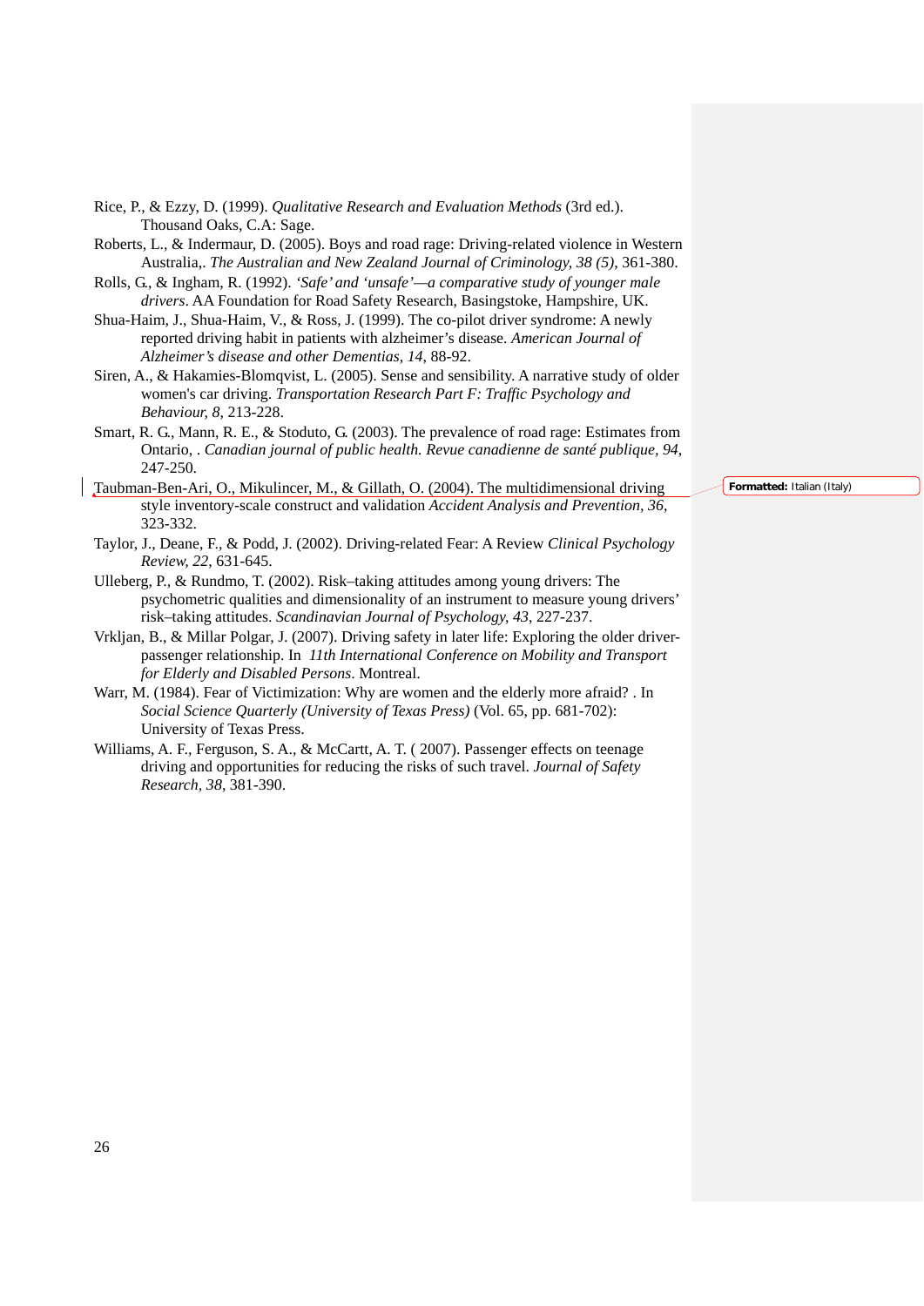Rice, P., & Ezzy, D. (1999). *Qualitative Research and Evaluation Methods* (3rd ed.). Thousand Oaks, C.A: Sage.

Roberts, L., & Indermaur, D. (2005). Boys and road rage: Driving-related violence in Western Australia,. *The Australian and New Zealand Journal of Criminology, 38 (5)*, 361-380.

Rolls, G., & Ingham, R. (1992). *'Safe' and 'unsafe'—a comparative study of younger male drivers*. AA Foundation for Road Safety Research, Basingstoke, Hampshire, UK.

Shua-Haim, J., Shua-Haim, V., & Ross, J. (1999). The co-pilot driver syndrome: A newly reported driving habit in patients with alzheimer's disease. *American Journal of Alzheimer's disease and other Dementias, 14*, 88-92.

Siren, A., & Hakamies-Blomqvist, L. (2005). Sense and sensibility. A narrative study of older women's car driving. *Transportation Research Part F: Traffic Psychology and Behaviour, 8*, 213-228.

Smart, R. G., Mann, R. E., & Stoduto, G. (2003). The prevalence of road rage: Estimates from Ontario, . *Canadian journal of public health. Revue canadienne de santé publique, 94*, 247-250.

Taubman-Ben-Ari, O., Mikulincer, M., & Gillath, O. (2004). The multidimensional driving style inventory-scale construct and validation *Accident Analysis and Prevention, 36*, 323-332.

Taylor, J., Deane, F., & Podd, J. (2002). Driving-related Fear: A Review *Clinical Psychology Review, 22*, 631-645.

Ulleberg, P., & Rundmo, T. (2002). Risk–taking attitudes among young drivers: The psychometric qualities and dimensionality of an instrument to measure young drivers' risk–taking attitudes. *Scandinavian Journal of Psychology, 43*, 227-237.

Vrkljan, B., & Millar Polgar, J. (2007). Driving safety in later life: Exploring the older driver-passenger relationship. In *11th International Conference on Mobility and Transport for Elderly and Disabled Persons*. Montreal.

Warr, M. (1984). Fear of Victimization: Why are women and the elderly more afraid? . In *Social Science Quarterly (University of Texas Press)* (Vol. 65, pp. 681-702): University of Texas Press.

Williams, A. F., Ferguson, S. A., & McCartt, A. T. ( 2007). Passenger effects on teenage driving and opportunities for reducing the risks of such travel. *Journal of Safety Research, 38*, 381-390.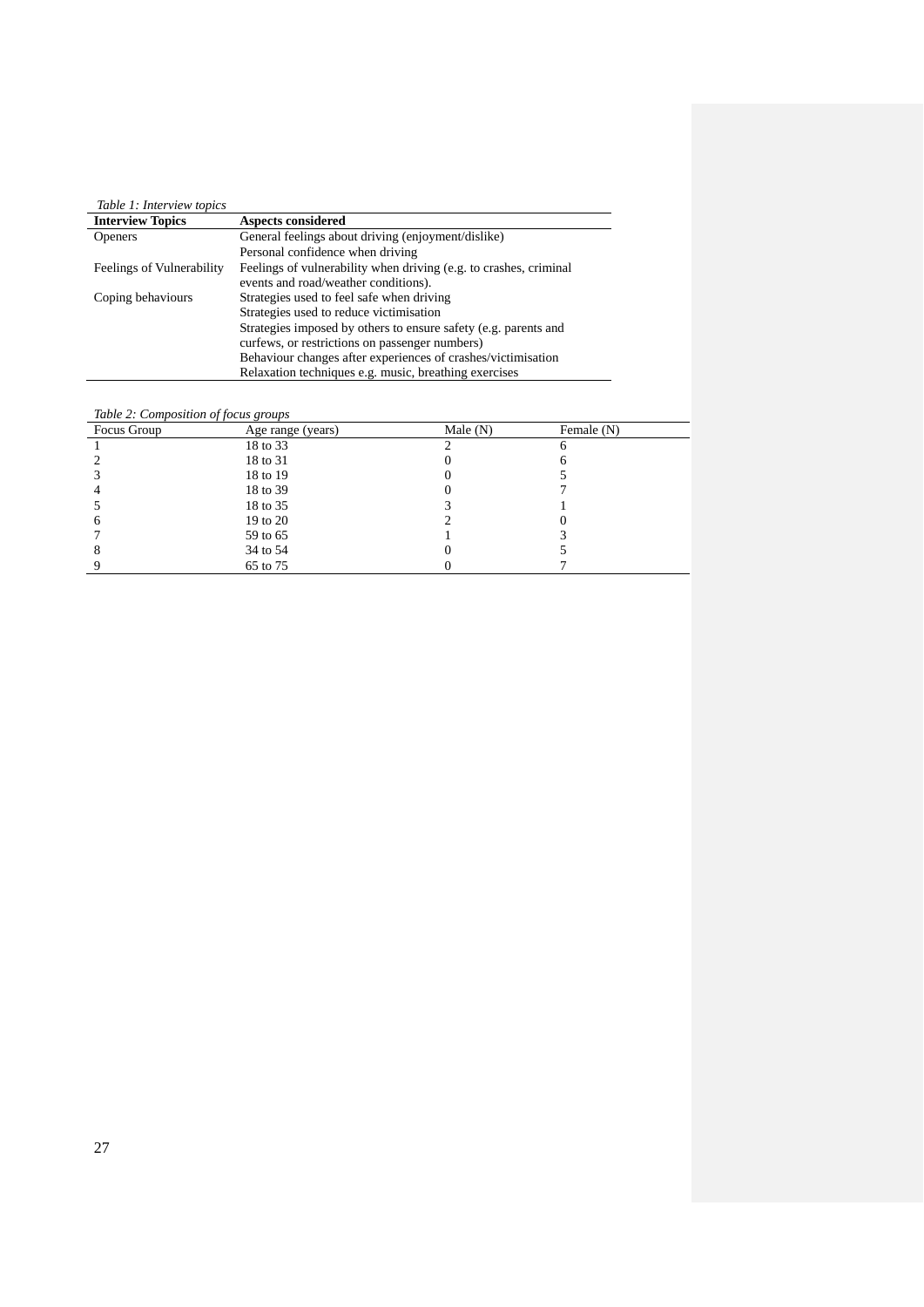*Table 1: Interview topics*

| **Interview Topics** | **Aspects considered** |
|---|---|
| Openers | General feelings about driving (enjoyment/dislike) |
| | Personal confidence when driving |
| Feelings of Vulnerability | Feelings of vulnerability when driving (e.g. to crashes, criminal events and road/weather conditions). |
| Coping behaviours | Strategies used to feel safe when driving |
| | Strategies used to reduce victimisation |
| | Strategies imposed by others to ensure safety (e.g. parents and curfews, or restrictions on passenger numbers) |
| | Behaviour changes after experiences of crashes/victimisation |
| | Relaxation techniques e.g. music, breathing exercises |

*Table 2: Composition of focus groups*

| Focus Group | Age range (years) | Male (N) | Female (N) |
|---|---|---|---|
| 1 | 18 to 33 | 2 | 6 |
| 2 | 18 to 31 | 0 | 6 |
| 3 | 18 to 19 | 0 | 5 |
| 4 | 18 to 39 | 0 | 7 |
| 5 | 18 to 35 | 3 | 1 |
| 6 | 19 to 20 | 2 | 0 |
| 7 | 59 to 65 | 1 | 3 |
| 8 | 34 to 54 | 0 | 5 |
| 9 | 65 to 75 | 0 | 7 |